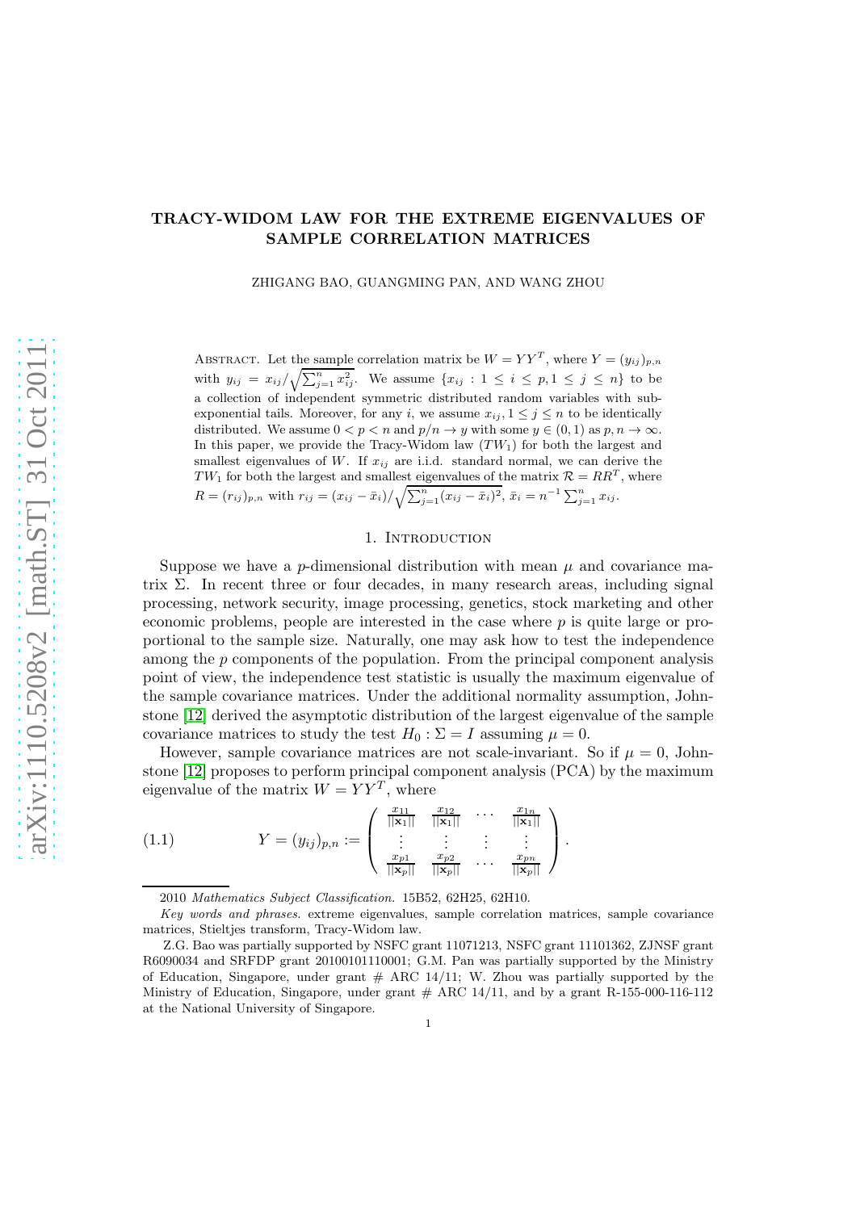# TRACY-WIDOM LAW FOR THE EXTREME EIGENVALUES OF SAMPLE CORRELATION MATRICES

ZHIGANG BAO, GUANGMING PAN, AND WANG ZHOU

Abstract. Let the sample correlation matrix be $W = YY^T$, where $Y = (y_{ij})_{p,n}$ with $y_{ij} = x_{ij}/\sqrt{\sum_{j=1}^n x_{ij}^2}$. We assume $\{x_{ij} : 1 \le i \le p, 1 \le j \le n\}$ to be a collection of independent symmetric distributed random variables with sub-exponential tails. Moreover, for any $i$, we assume $x_{ij}, 1 \le j \le n$ to be identically distributed. We assume $0 < p < n$ and $p/n \to y$ with some $y \in (0,1)$ as $p, n \to \infty$. In this paper, we provide the Tracy-Widom law ($TW_1$) for both the largest and smallest eigenvalues of $W$. If $x_{ij}$ are i.i.d. standard normal, we can derive the $TW_1$ for both the largest and smallest eigenvalues of the matrix $\mathcal{R} = RR^T$, where $R = (r_{ij})_{p,n}$ with $r_{ij} = (x_{ij} - \bar{x}_i)/\sqrt{\sum_{j=1}^n (x_{ij} - \bar{x}_i)^2}$, $\bar{x}_i = n^{-1}\sum_{j=1}^n x_{ij}$.

## 1. Introduction

Suppose we have a $p$-dimensional distribution with mean $\mu$ and covariance matrix $\Sigma$. In recent three or four decades, in many research areas, including signal processing, network security, image processing, genetics, stock marketing and other economic problems, people are interested in the case where $p$ is quite large or proportional to the sample size. Naturally, one may ask how to test the independence among the $p$ components of the population. From the principal component analysis point of view, the independence test statistic is usually the maximum eigenvalue of the sample covariance matrices. Under the additional normality assumption, Johnstone [12] derived the asymptotic distribution of the largest eigenvalue of the sample covariance matrices to study the test $H_0 : \Sigma = I$ assuming $\mu = 0$.

However, sample covariance matrices are not scale-invariant. So if $\mu = 0$, Johnstone [12] proposes to perform principal component analysis (PCA) by the maximum eigenvalue of the matrix $W = YY^T$, where

$$Y = (y_{ij})_{p,n} := \begin{pmatrix} \frac{x_{11}}{||\mathbf{x}_1||} & \frac{x_{12}}{||\mathbf{x}_1||} & \cdots & \frac{x_{1n}}{||\mathbf{x}_1||} \\ \vdots & \vdots & \vdots & \vdots \\ \frac{x_{p1}}{||\mathbf{x}_p||} & \frac{x_{p2}}{||\mathbf{x}_p||} & \cdots & \frac{x_{pn}}{||\mathbf{x}_p||} \end{pmatrix}. \tag{1.1}$$

2010 *Mathematics Subject Classification.* 15B52, 62H25, 62H10.

*Key words and phrases.* extreme eigenvalues, sample correlation matrices, sample covariance matrices, Stieltjes transform, Tracy-Widom law.

Z.G. Bao was partially supported by NSFC grant 11071213, NSFC grant 11101362, ZJNSF grant R6090034 and SRFDP grant 20100101110001; G.M. Pan was partially supported by the Ministry of Education, Singapore, under grant # ARC 14/11; W. Zhou was partially supported by the Ministry of Education, Singapore, under grant # ARC 14/11, and by a grant R-155-000-116-112 at the National University of Singapore.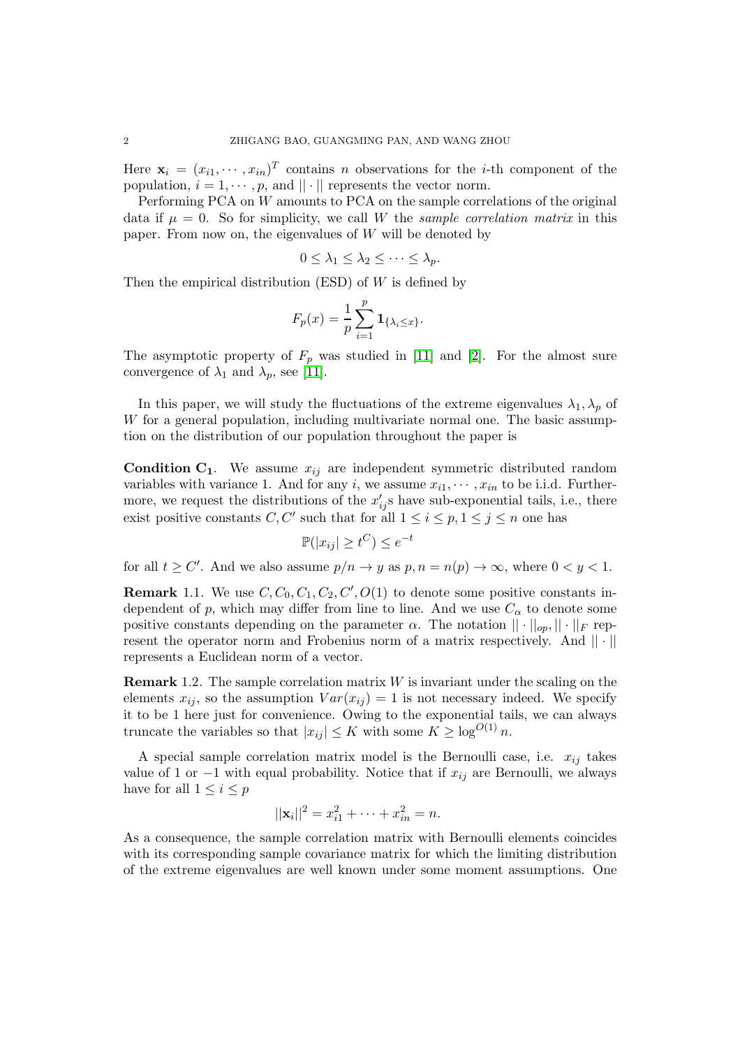Here $\mathbf{x}_i = (x_{i1}, \cdots, x_{in})^T$ contains $n$ observations for the $i$-th component of the population, $i = 1, \cdots, p$, and $||\cdot||$ represents the vector norm.

Performing PCA on $W$ amounts to PCA on the sample correlations of the original data if $\mu = 0$. So for simplicity, we call $W$ the *sample correlation matrix* in this paper. From now on, the eigenvalues of $W$ will be denoted by

$$0 \leq \lambda_1 \leq \lambda_2 \leq \cdots \leq \lambda_p.$$

Then the empirical distribution (ESD) of $W$ is defined by

$$F_p(x) = \frac{1}{p} \sum_{i=1}^{p} \mathbf{1}_{\{\lambda_i \leq x\}}.$$

The asymptotic property of $F_p$ was studied in [11] and [2]. For the almost sure convergence of $\lambda_1$ and $\lambda_p$, see [11].

In this paper, we will study the fluctuations of the extreme eigenvalues $\lambda_1, \lambda_p$ of $W$ for a general population, including multivariate normal one. The basic assumption on the distribution of our population throughout the paper is

**Condition $\mathbf{C_1}$**. We assume $x_{ij}$ are independent symmetric distributed random variables with variance 1. And for any $i$, we assume $x_{i1}, \cdots, x_{in}$ to be i.i.d. Furthermore, we request the distributions of the $x_{ij}'$s have sub-exponential tails, i.e., there exist positive constants $C, C'$ such that for all $1 \leq i \leq p, 1 \leq j \leq n$ one has

$$\mathbb{P}(|x_{ij}| \geq t^C) \leq e^{-t}$$

for all $t \geq C'$. And we also assume $p/n \to y$ as $p, n = n(p) \to \infty$, where $0 < y < 1$.

**Remark** 1.1. We use $C, C_0, C_1, C_2, C', O(1)$ to denote some positive constants independent of $p$, which may differ from line to line. And we use $C_\alpha$ to denote some positive constants depending on the parameter $\alpha$. The notation $||\cdot||_{op}, ||\cdot||_F$ represent the operator norm and Frobenius norm of a matrix respectively. And $||\cdot||$ represents a Euclidean norm of a vector.

**Remark** 1.2. The sample correlation matrix $W$ is invariant under the scaling on the elements $x_{ij}$, so the assumption $Var(x_{ij}) = 1$ is not necessary indeed. We specify it to be 1 here just for convenience. Owing to the exponential tails, we can always truncate the variables so that $|x_{ij}| \leq K$ with some $K \geq \log^{O(1)} n$.

A special sample correlation matrix model is the Bernoulli case, i.e. $x_{ij}$ takes value of 1 or $-1$ with equal probability. Notice that if $x_{ij}$ are Bernoulli, we always have for all $1 \leq i \leq p$

$$||\mathbf{x}_i||^2 = x_{i1}^2 + \cdots + x_{in}^2 = n.$$

As a consequence, the sample correlation matrix with Bernoulli elements coincides with its corresponding sample covariance matrix for which the limiting distribution of the extreme eigenvalues are well known under some moment assumptions. One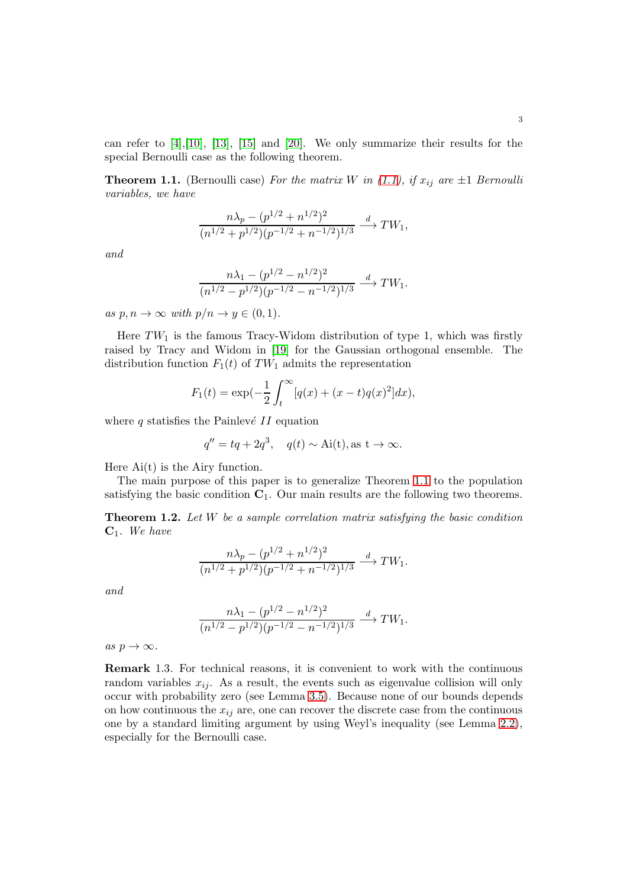can refer to [4],[10], [13], [15] and [20]. We only summarize their results for the special Bernoulli case as the following theorem.

**Theorem 1.1.** (Bernoulli case) *For the matrix $W$ in (1.1), if $x_{ij}$ are $\pm 1$ Bernoulli variables, we have*

$$\frac{n\lambda_p - (p^{1/2} + n^{1/2})^2}{(n^{1/2} + p^{1/2})(p^{-1/2} + n^{-1/2})^{1/3}} \xrightarrow{d} TW_1,$$

*and*

$$\frac{n\lambda_1 - (p^{1/2} - n^{1/2})^2}{(n^{1/2} - p^{1/2})(p^{-1/2} - n^{-1/2})^{1/3}} \xrightarrow{d} TW_1.$$

*as $p, n \to \infty$ with $p/n \to y \in (0, 1)$.*

Here $TW_1$ is the famous Tracy-Widom distribution of type 1, which was firstly raised by Tracy and Widom in [19] for the Gaussian orthogonal ensemble. The distribution function $F_1(t)$ of $TW_1$ admits the representation

$$F_1(t) = \exp(-\frac{1}{2}\int_t^{\infty}[q(x) + (x-t)q(x)^2]dx),$$

where $q$ statisfies the Painlevé $II$ equation

$$q'' = tq + 2q^3, \quad q(t) \sim \mathrm{Ai(t)}, \mathrm{as\ t} \to \infty.$$

Here Ai(t) is the Airy function.

The main purpose of this paper is to generalize Theorem 1.1 to the population satisfying the basic condition $\mathbf{C}_1$. Our main results are the following two theorems.

**Theorem 1.2.** *Let $W$ be a sample correlation matrix satisfying the basic condition $\mathbf{C}_1$. We have*

$$\frac{n\lambda_p - (p^{1/2} + n^{1/2})^2}{(n^{1/2} + p^{1/2})(p^{-1/2} + n^{-1/2})^{1/3}} \xrightarrow{d} TW_1.$$

*and*

$$\frac{n\lambda_1 - (p^{1/2} - n^{1/2})^2}{(n^{1/2} - p^{1/2})(p^{-1/2} - n^{-1/2})^{1/3}} \xrightarrow{d} TW_1.$$

*as $p \to \infty$.*

**Remark** 1.3. For technical reasons, it is convenient to work with the continuous random variables $x_{ij}$. As a result, the events such as eigenvalue collision will only occur with probability zero (see Lemma 3.5). Because none of our bounds depends on how continuous the $x_{ij}$ are, one can recover the discrete case from the continuous one by a standard limiting argument by using Weyl's inequality (see Lemma 2.2), especially for the Bernoulli case.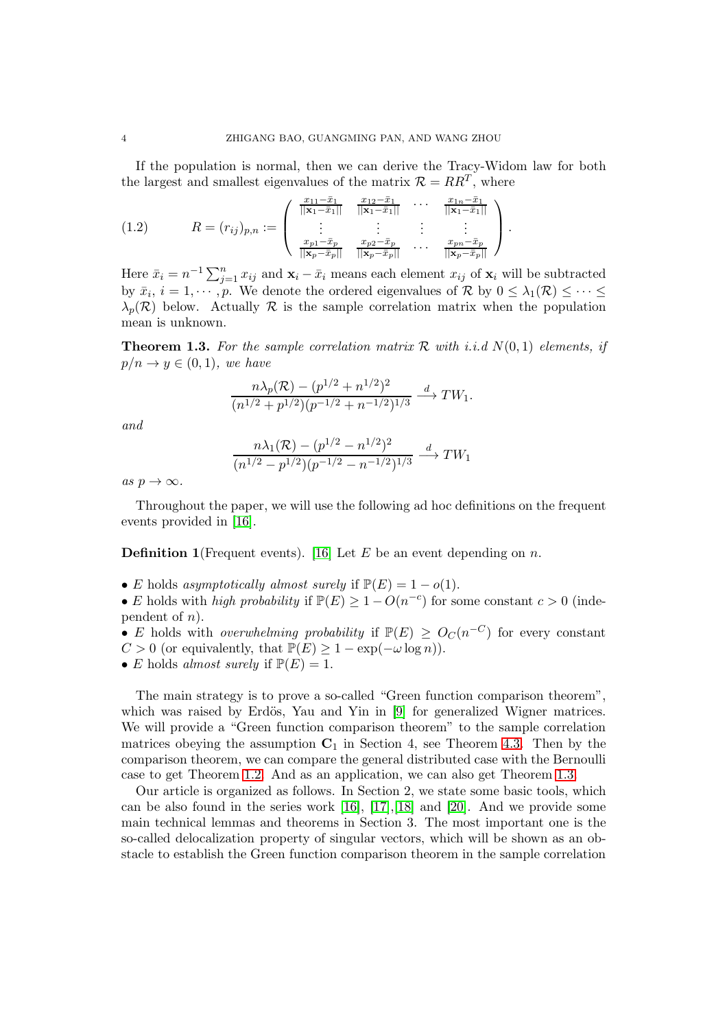If the population is normal, then we can derive the Tracy-Widom law for both the largest and smallest eigenvalues of the matrix $\mathcal{R} = RR^T$, where

$$
R = (r_{ij})_{p,n} := \begin{pmatrix} \frac{x_{11}-\bar{x}_1}{||\mathbf{x}_1-\bar{x}_1||} & \frac{x_{12}-\bar{x}_1}{||\mathbf{x}_1-\bar{x}_1||} & \cdots & \frac{x_{1n}-\bar{x}_1}{||\mathbf{x}_1-\bar{x}_1||} \\ \vdots & \vdots & \vdots & \vdots \\ \frac{x_{p1}-\bar{x}_p}{||\mathbf{x}_p-\bar{x}_p||} & \frac{x_{p2}-\bar{x}_p}{||\mathbf{x}_p-\bar{x}_p||} & \cdots & \frac{x_{pn}-\bar{x}_p}{||\mathbf{x}_p-\bar{x}_p||} \end{pmatrix}. \tag{1.2}
$$

Here $\bar{x}_i = n^{-1}\sum_{j=1}^n x_{ij}$ and $\mathbf{x}_i - \bar{x}_i$ means each element $x_{ij}$ of $\mathbf{x}_i$ will be subtracted by $\bar{x}_i$, $i = 1, \cdots, p$. We denote the ordered eigenvalues of $\mathcal{R}$ by $0 \le \lambda_1(\mathcal{R}) \le \cdots \le \lambda_p(\mathcal{R})$ below. Actually $\mathcal{R}$ is the sample correlation matrix when the population mean is unknown.

**Theorem 1.3.** *For the sample correlation matrix $\mathcal{R}$ with i.i.d $N(0,1)$ elements, if $p/n \to y \in (0,1)$, we have*

$$
\frac{n\lambda_p(\mathcal{R}) - (p^{1/2} + n^{1/2})^2}{(n^{1/2} + p^{1/2})(p^{-1/2} + n^{-1/2})^{1/3}} \xrightarrow{d} TW_1.
$$

*and*

$$
\frac{n\lambda_1(\mathcal{R}) - (p^{1/2} - n^{1/2})^2}{(n^{1/2} - p^{1/2})(p^{-1/2} - n^{-1/2})^{1/3}} \xrightarrow{d} TW_1
$$

*as $p \to \infty$.*

Throughout the paper, we will use the following ad hoc definitions on the frequent events provided in [16].

**Definition 1**(Frequent events). [16] Let $E$ be an event depending on $n$.

- $E$ holds *asymptotically almost surely* if $\mathbb{P}(E) = 1 - o(1)$.
- $E$ holds with *high probability* if $\mathbb{P}(E) \ge 1 - O(n^{-c})$ for some constant $c > 0$ (independent of $n$).
- $E$ holds with *overwhelming probability* if $\mathbb{P}(E) \ge O_C(n^{-C})$ for every constant $C > 0$ (or equivalently, that $\mathbb{P}(E) \ge 1 - \exp(-\omega \log n)$).
- $E$ holds *almost surely* if $\mathbb{P}(E) = 1$.

The main strategy is to prove a so-called "Green function comparison theorem", which was raised by Erdös, Yau and Yin in [9] for generalized Wigner matrices. We will provide a "Green function comparison theorem" to the sample correlation matrices obeying the assumption $\mathbf{C}_1$ in Section 4, see Theorem 4.3. Then by the comparison theorem, we can compare the general distributed case with the Bernoulli case to get Theorem 1.2. And as an application, we can also get Theorem 1.3.

Our article is organized as follows. In Section 2, we state some basic tools, which can be also found in the series work [16], [17],[18] and [20]. And we provide some main technical lemmas and theorems in Section 3. The most important one is the so-called delocalization property of singular vectors, which will be shown as an obstacle to establish the Green function comparison theorem in the sample correlation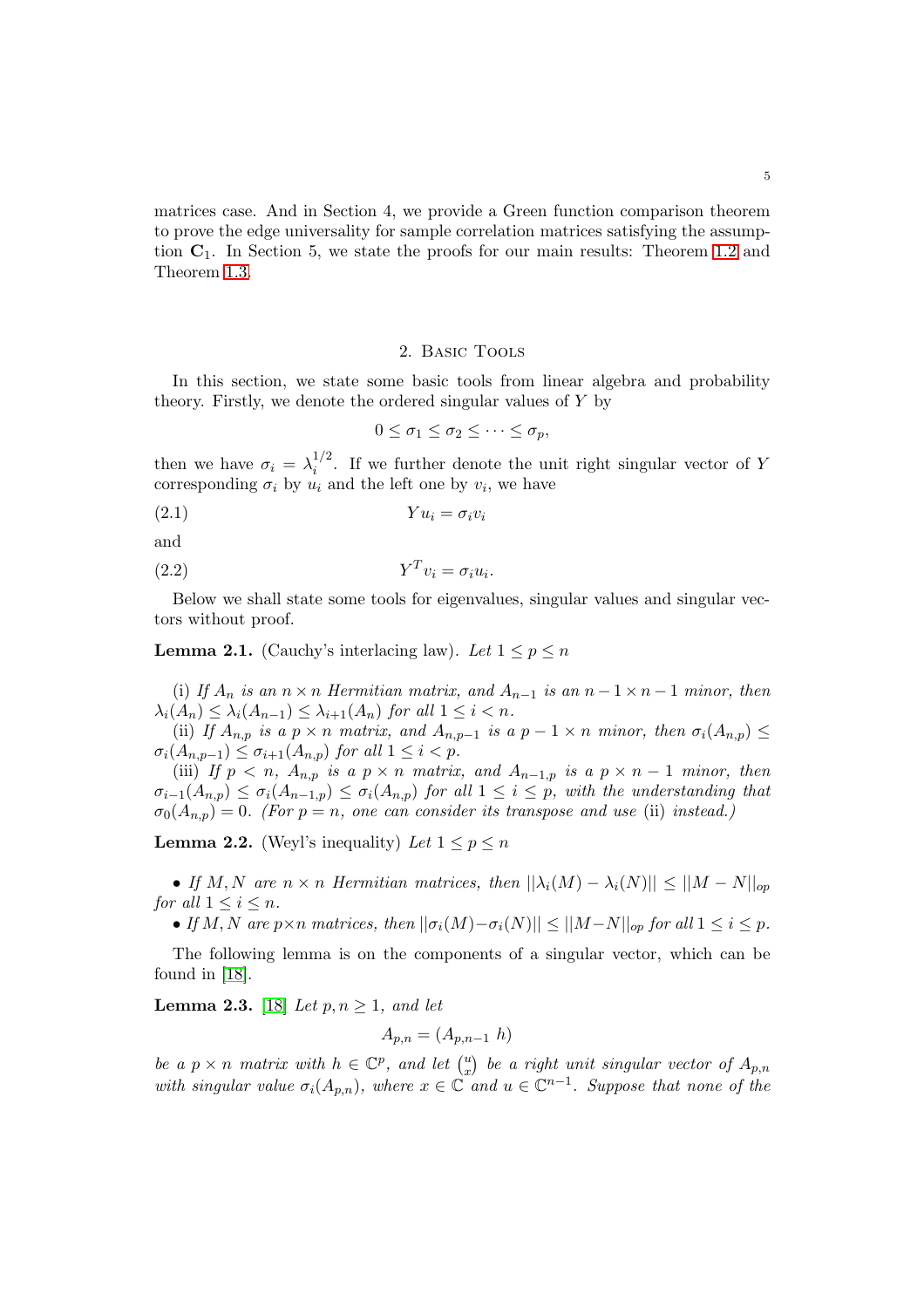matrices case. And in Section 4, we provide a Green function comparison theorem to prove the edge universality for sample correlation matrices satisfying the assumption $\mathbf{C}_1$. In Section 5, we state the proofs for our main results: Theorem 1.2 and Theorem 1.3.

## 2. Basic Tools

In this section, we state some basic tools from linear algebra and probability theory. Firstly, we denote the ordered singular values of $Y$ by

$$0 \leq \sigma_1 \leq \sigma_2 \leq \cdots \leq \sigma_p,$$

then we have $\sigma_i = \lambda_i^{1/2}$. If we further denote the unit right singular vector of $Y$ corresponding $\sigma_i$ by $u_i$ and the left one by $v_i$, we have

$$Yu_i = \sigma_i v_i \tag{2.1}$$

and

$$Y^T v_i = \sigma_i u_i. \tag{2.2}$$

Below we shall state some tools for eigenvalues, singular values and singular vectors without proof.

**Lemma 2.1.** (Cauchy's interlacing law). *Let $1 \leq p \leq n$*

(i) *If $A_n$ is an $n \times n$ Hermitian matrix, and $A_{n-1}$ is an $n-1 \times n-1$ minor, then $\lambda_i(A_n) \leq \lambda_i(A_{n-1}) \leq \lambda_{i+1}(A_n)$ for all $1 \leq i < n$.*

(ii) *If $A_{n,p}$ is a $p \times n$ matrix, and $A_{n,p-1}$ is a $p-1 \times n$ minor, then $\sigma_i(A_{n,p}) \leq \sigma_i(A_{n,p-1}) \leq \sigma_{i+1}(A_{n,p})$ for all $1 \leq i < p$.*

(iii) *If $p < n$, $A_{n,p}$ is a $p \times n$ matrix, and $A_{n-1,p}$ is a $p \times n-1$ minor, then $\sigma_{i-1}(A_{n,p}) \leq \sigma_i(A_{n-1,p}) \leq \sigma_i(A_{n,p})$ for all $1 \leq i \leq p$, with the understanding that $\sigma_0(A_{n,p}) = 0$. (For $p = n$, one can consider its transpose and use* (ii) *instead.)*

**Lemma 2.2.** (Weyl's inequality) *Let $1 \leq p \leq n$*

- *If $M, N$ are $n \times n$ Hermitian matrices, then $||\lambda_i(M) - \lambda_i(N)|| \leq ||M - N||_{op}$ for all $1 \leq i \leq n$.*
- *If $M, N$ are $p \times n$ matrices, then $||\sigma_i(M) - \sigma_i(N)|| \leq ||M - N||_{op}$ for all $1 \leq i \leq p$.*

The following lemma is on the components of a singular vector, which can be found in [18].

**Lemma 2.3.** [18] *Let $p, n \geq 1$, and let*

$$A_{p,n} = (A_{p,n-1} \ h)$$

*be a $p \times n$ matrix with $h \in \mathbb{C}^p$, and let $\binom{u}{x}$ be a right unit singular vector of $A_{p,n}$ with singular value $\sigma_i(A_{p,n})$, where $x \in \mathbb{C}$ and $u \in \mathbb{C}^{n-1}$. Suppose that none of the*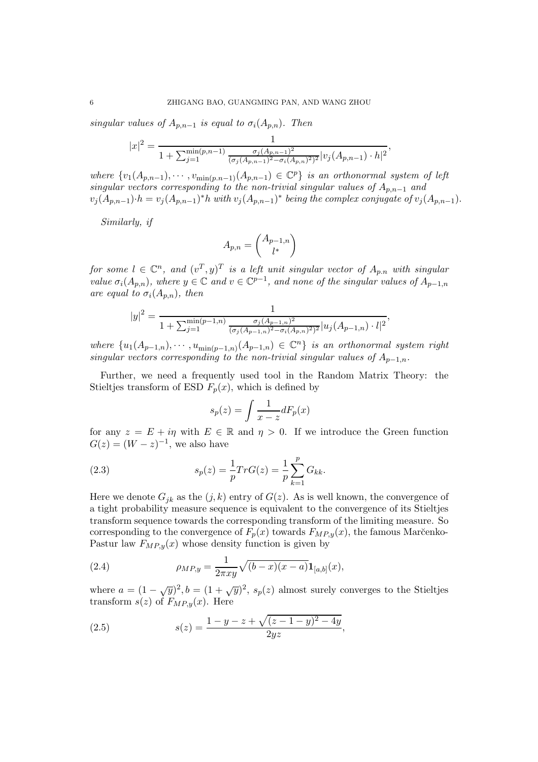*singular values of $A_{p,n-1}$ is equal to $\sigma_i(A_{p,n})$. Then*

$$|x|^2 = \frac{1}{1 + \sum_{j=1}^{\min(p,n-1)} \frac{\sigma_j(A_{p,n-1})^2}{(\sigma_j(A_{p,n-1})^2 - \sigma_i(A_{p,n})^2)^2} |v_j(A_{p,n-1}) \cdot h|^2},$$

*where $\{v_1(A_{p,n-1}), \cdots, v_{\min(p.n-1)}(A_{p,n-1}) \in \mathbb{C}^p\}$ is an orthonormal system of left singular vectors corresponding to the non-trivial singular values of $A_{p,n-1}$ and $v_j(A_{p,n-1}) \cdot h = v_j(A_{p,n-1})^* h$ with $v_j(A_{p,n-1})^*$ being the complex conjugate of $v_j(A_{p,n-1})$.*

*Similarly, if*

$$A_{p,n} = \begin{pmatrix} A_{p-1,n} \\ l^* \end{pmatrix}$$

*for some $l \in \mathbb{C}^n$, and $(v^T, y)^T$ is a left unit singular vector of $A_{p.n}$ with singular value $\sigma_i(A_{p,n})$, where $y \in \mathbb{C}$ and $v \in \mathbb{C}^{p-1}$, and none of the singular values of $A_{p-1,n}$ are equal to $\sigma_i(A_{p,n})$, then*

$$|y|^2 = \frac{1}{1 + \sum_{j=1}^{\min(p-1,n)} \frac{\sigma_j(A_{p-1,n})^2}{(\sigma_j(A_{p-1,n})^2 - \sigma_i(A_{p,n})^2)^2} |u_j(A_{p-1,n}) \cdot l|^2},$$

*where $\{u_1(A_{p-1,n}), \cdots, u_{\min(p-1,n)}(A_{p-1,n}) \in \mathbb{C}^n\}$ is an orthonormal system right singular vectors corresponding to the non-trivial singular values of $A_{p-1,n}$.*

Further, we need a frequently used tool in the Random Matrix Theory: the Stieltjes transform of ESD $F_p(x)$, which is defined by

$$s_p(z) = \int \frac{1}{x - z} dF_p(x)$$

for any $z = E + i\eta$ with $E \in \mathbb{R}$ and $\eta > 0$. If we introduce the Green function $G(z) = (W - z)^{-1}$, we also have

$$s_p(z) = \frac{1}{p} Tr G(z) = \frac{1}{p} \sum_{k=1}^{p} G_{kk}. \tag{2.3}$$

Here we denote $G_{jk}$ as the $(j,k)$ entry of $G(z)$. As is well known, the convergence of a tight probability measure sequence is equivalent to the convergence of its Stieltjes transform sequence towards the corresponding transform of the limiting measure. So corresponding to the convergence of $F_p(x)$ towards $F_{MP,y}(x)$, the famous Marčenko-Pastur law $F_{MP,y}(x)$ whose density function is given by

$$\rho_{MP,y} = \frac{1}{2\pi x y} \sqrt{(b-x)(x-a)} \mathbf{1}_{[a,b]}(x), \tag{2.4}$$

where $a = (1 - \sqrt{y})^2, b = (1 + \sqrt{y})^2$, $s_p(z)$ almost surely converges to the Stieltjes transform $s(z)$ of $F_{MP,y}(x)$. Here

$$s(z) = \frac{1 - y - z + \sqrt{(z - 1 - y)^2 - 4y}}{2yz}, \tag{2.5}$$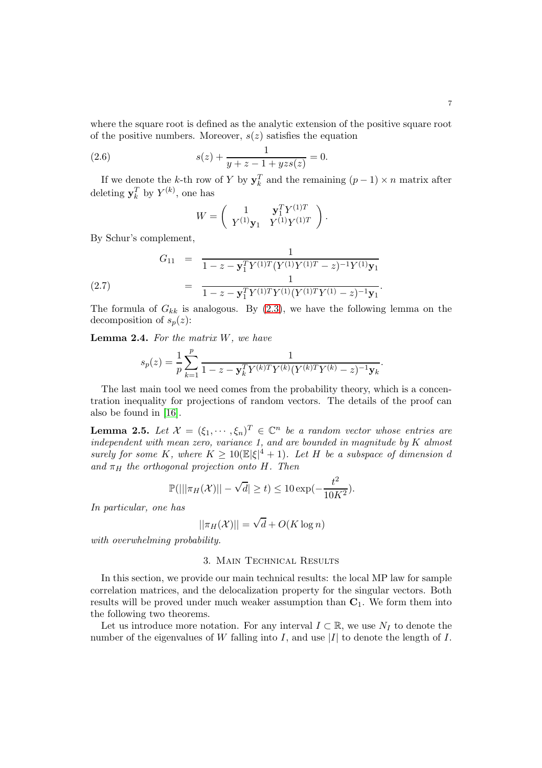where the square root is defined as the analytic extension of the positive square root of the positive numbers. Moreover, $s(z)$ satisfies the equation

$$s(z) + \frac{1}{y + z - 1 + yzs(z)} = 0. \tag{2.6}$$

If we denote the $k$-th row of $Y$ by $\mathbf{y}_k^T$ and the remaining $(p-1) \times n$ matrix after deleting $\mathbf{y}_k^T$ by $Y^{(k)}$, one has

$$W = \begin{pmatrix} 1 & \mathbf{y}_1^T Y^{(1)T} \\ Y^{(1)} \mathbf{y}_1 & Y^{(1)} Y^{(1)T} \end{pmatrix}.$$

By Schur's complement,

$$\begin{aligned} G_{11} &= \frac{1}{1 - z - \mathbf{y}_1^T Y^{(1)T} (Y^{(1)} Y^{(1)T} - z)^{-1} Y^{(1)} \mathbf{y}_1} \\ &= \frac{1}{1 - z - \mathbf{y}_1^T Y^{(1)T} Y^{(1)} (Y^{(1)T} Y^{(1)} - z)^{-1} \mathbf{y}_1}. \end{aligned} \tag{2.7}$$

The formula of $G_{kk}$ is analogous. By (2.3), we have the following lemma on the decomposition of $s_p(z)$:

**Lemma 2.4.** *For the matrix $W$, we have*

$$s_p(z) = \frac{1}{p} \sum_{k=1}^{p} \frac{1}{1 - z - \mathbf{y}_k^T Y^{(k)T} Y^{(k)} (Y^{(k)T} Y^{(k)} - z)^{-1} \mathbf{y}_k}.$$

The last main tool we need comes from the probability theory, which is a concentration inequality for projections of random vectors. The details of the proof can also be found in [16].

**Lemma 2.5.** *Let $\mathcal{X} = (\xi_1, \cdots, \xi_n)^T \in \mathbb{C}^n$ be a random vector whose entries are independent with mean zero, variance 1, and are bounded in magnitude by $K$ almost surely for some $K$, where $K \geq 10(\mathbb{E}|\xi|^4 + 1)$. Let $H$ be a subspace of dimension $d$ and $\pi_H$ the orthogonal projection onto $H$. Then*

$$\mathbb{P}(|||\pi_H(\mathcal{X})|| - \sqrt{d}| \geq t) \leq 10 \exp(-\frac{t^2}{10K^2}).$$

*In particular, one has*

$$||\pi_H(\mathcal{X})|| = \sqrt{d} + O(K \log n)$$

*with overwhelming probability.*

## 3. Main Technical Results

In this section, we provide our main technical results: the local MP law for sample correlation matrices, and the delocalization property for the singular vectors. Both results will be proved under much weaker assumption than $\mathbf{C}_1$. We form them into the following two theorems.

Let us introduce more notation. For any interval $I \subset \mathbb{R}$, we use $N_I$ to denote the number of the eigenvalues of $W$ falling into $I$, and use $|I|$ to denote the length of $I$.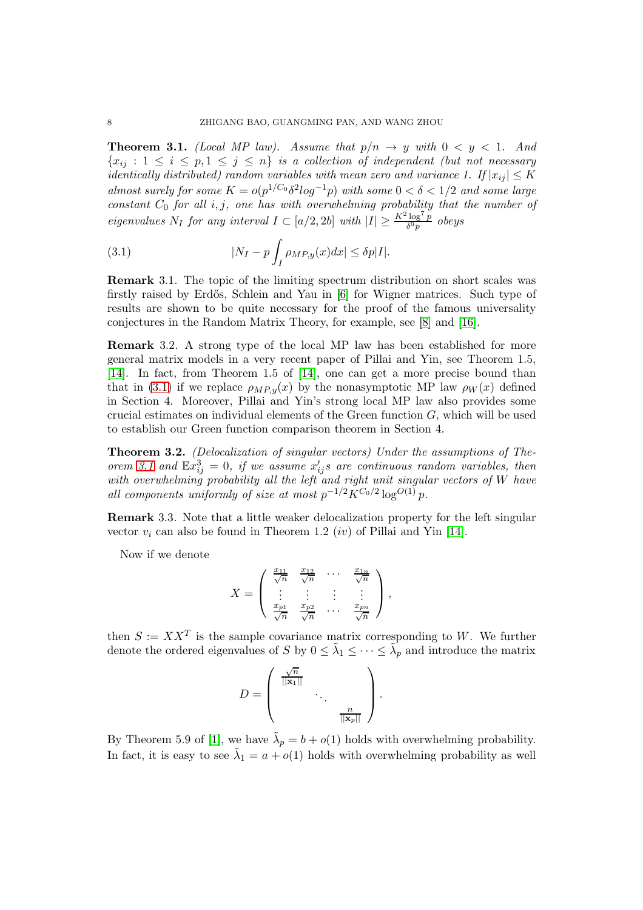**Theorem 3.1.** *(Local MP law). Assume that $p/n \to y$ with $0 < y < 1$. And $\{x_{ij} : 1 \le i \le p, 1 \le j \le n\}$ is a collection of independent (but not necessary identically distributed) random variables with mean zero and variance 1. If $|x_{ij}| \le K$ almost surely for some $K = o(p^{1/C_0}\delta^2 log^{-1} p)$ with some $0 < \delta < 1/2$ and some large constant $C_0$ for all $i, j$, one has with overwhelming probability that the number of eigenvalues $N_I$ for any interval $I \subset [a/2, 2b]$ with $|I| \ge \frac{K^2 \log^7 p}{\delta^9 p}$ obeys*

$$|N_I - p\int_I \rho_{MP,y}(x)dx| \le \delta p|I|. \tag{3.1}$$

**Remark** 3.1. The topic of the limiting spectrum distribution on short scales was firstly raised by Erdős, Schlein and Yau in [6] for Wigner matrices. Such type of results are shown to be quite necessary for the proof of the famous universality conjectures in the Random Matrix Theory, for example, see [8] and [16].

**Remark** 3.2. A strong type of the local MP law has been established for more general matrix models in a very recent paper of Pillai and Yin, see Theorem 1.5, [14]. In fact, from Theorem 1.5 of [14], one can get a more precise bound than that in (3.1) if we replace $\rho_{MP,y}(x)$ by the nonasymptotic MP law $\rho_W(x)$ defined in Section 4. Moreover, Pillai and Yin's strong local MP law also provides some crucial estimates on individual elements of the Green function $G$, which will be used to establish our Green function comparison theorem in Section 4.

**Theorem 3.2.** *(Delocalization of singular vectors) Under the assumptions of Theorem 3.1 and $\mathbb{E}x_{ij}^3 = 0$, if we assume $x_{ij}'s$ are continuous random variables, then with overwhelming probability all the left and right unit singular vectors of $W$ have all components uniformly of size at most $p^{-1/2}K^{C_0/2}\log^{O(1)} p$.*

**Remark** 3.3. Note that a little weaker delocalization property for the left singular vector $v_i$ can also be found in Theorem 1.2 $(iv)$ of Pillai and Yin [14].

Now if we denote

$$X = \begin{pmatrix} \frac{x_{11}}{\sqrt{n}} & \frac{x_{12}}{\sqrt{n}} & \cdots & \frac{x_{1n}}{\sqrt{n}} \\ \vdots & \vdots & \vdots & \vdots \\ \frac{x_{p1}}{\sqrt{n}} & \frac{x_{p2}}{\sqrt{n}} & \cdots & \frac{x_{pn}}{\sqrt{n}} \end{pmatrix},$$

then $S := XX^T$ is the sample covariance matrix corresponding to $W$. We further denote the ordered eigenvalues of $S$ by $0 \le \tilde{\lambda}_1 \le \cdots \le \tilde{\lambda}_p$ and introduce the matrix

$$D = \begin{pmatrix} \frac{\sqrt{n}}{||\mathbf{x}_1||} & & \\ & \ddots & \\ & & \frac{n}{||\mathbf{x}_p||} \end{pmatrix}.$$

By Theorem 5.9 of [1], we have $\tilde{\lambda}_p = b + o(1)$ holds with overwhelming probability. In fact, it is easy to see $\tilde{\lambda}_1 = a + o(1)$ holds with overwhelming probability as well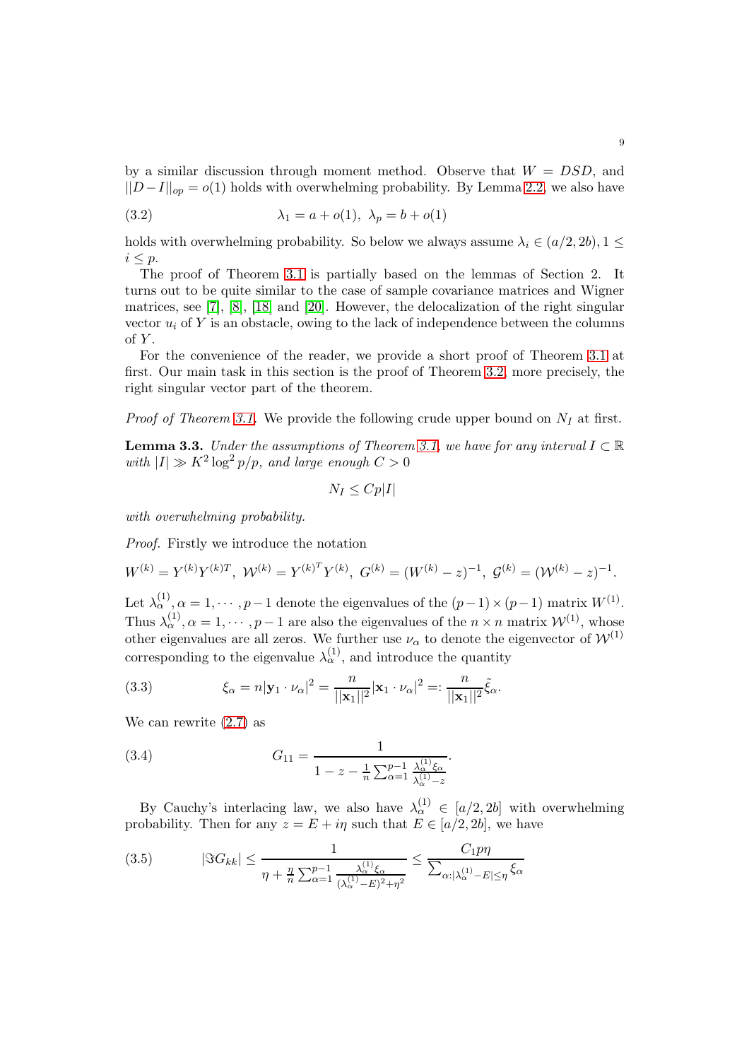by a similar discussion through moment method. Observe that $W = DSD$, and $||D-I||_{op} = o(1)$ holds with overwhelming probability. By Lemma 2.2, we also have

$$\lambda_1 = a + o(1),\ \lambda_p = b + o(1) \tag{3.2}$$

holds with overwhelming probability. So below we always assume $\lambda_i \in (a/2, 2b), 1 \leq i \leq p$.

The proof of Theorem 3.1 is partially based on the lemmas of Section 2. It turns out to be quite similar to the case of sample covariance matrices and Wigner matrices, see [7], [8], [18] and [20]. However, the delocalization of the right singular vector $u_i$ of $Y$ is an obstacle, owing to the lack of independence between the columns of $Y$.

For the convenience of the reader, we provide a short proof of Theorem 3.1 at first. Our main task in this section is the proof of Theorem 3.2, more precisely, the right singular vector part of the theorem.

*Proof of Theorem 3.1.* We provide the following crude upper bound on $N_I$ at first.

**Lemma 3.3.** *Under the assumptions of Theorem 3.1, we have for any interval $I \subset \mathbb{R}$ with $|I| \gg K^2 \log^2 p/p$, and large enough $C > 0$*

$$N_I \leq Cp|I|$$

*with overwhelming probability.*

*Proof.* Firstly we introduce the notation

$$W^{(k)} = Y^{(k)} Y^{(k)T},\ \mathcal{W}^{(k)} = Y^{(k)^T} Y^{(k)},\ G^{(k)} = (W^{(k)} - z)^{-1},\ \mathcal{G}^{(k)} = (\mathcal{W}^{(k)} - z)^{-1}.$$

Let $\lambda_\alpha^{(1)}, \alpha = 1, \cdots, p-1$ denote the eigenvalues of the $(p-1) \times (p-1)$ matrix $W^{(1)}$. Thus $\lambda_\alpha^{(1)}, \alpha = 1, \cdots, p-1$ are also the eigenvalues of the $n \times n$ matrix $\mathcal{W}^{(1)}$, whose other eigenvalues are all zeros. We further use $\nu_\alpha$ to denote the eigenvector of $\mathcal{W}^{(1)}$ corresponding to the eigenvalue $\lambda_\alpha^{(1)}$, and introduce the quantity

$$\xi_\alpha = n|\mathbf{y}_1 \cdot \nu_\alpha|^2 = \frac{n}{||\mathbf{x}_1||^2} |\mathbf{x}_1 \cdot \nu_\alpha|^2 =: \frac{n}{||\mathbf{x}_1||^2} \tilde{\xi}_\alpha. \tag{3.3}$$

We can rewrite (2.7) as

$$G_{11} = \frac{1}{1 - z - \frac{1}{n} \sum_{\alpha=1}^{p-1} \frac{\lambda_\alpha^{(1)} \xi_\alpha}{\lambda_\alpha^{(1)} - z}}. \tag{3.4}$$

By Cauchy's interlacing law, we also have $\lambda_\alpha^{(1)} \in [a/2, 2b]$ with overwhelming probability. Then for any $z = E + i\eta$ such that $E \in [a/2, 2b]$, we have

$$|\Im G_{kk}| \leq \frac{1}{\eta + \frac{\eta}{n} \sum_{\alpha=1}^{p-1} \frac{\lambda_\alpha^{(1)} \xi_\alpha}{(\lambda_\alpha^{(1)} - E)^2 + \eta^2}} \leq \frac{C_1 p \eta}{\sum_{\alpha: |\lambda_\alpha^{(1)} - E| \leq \eta} \xi_\alpha} \tag{3.5}$$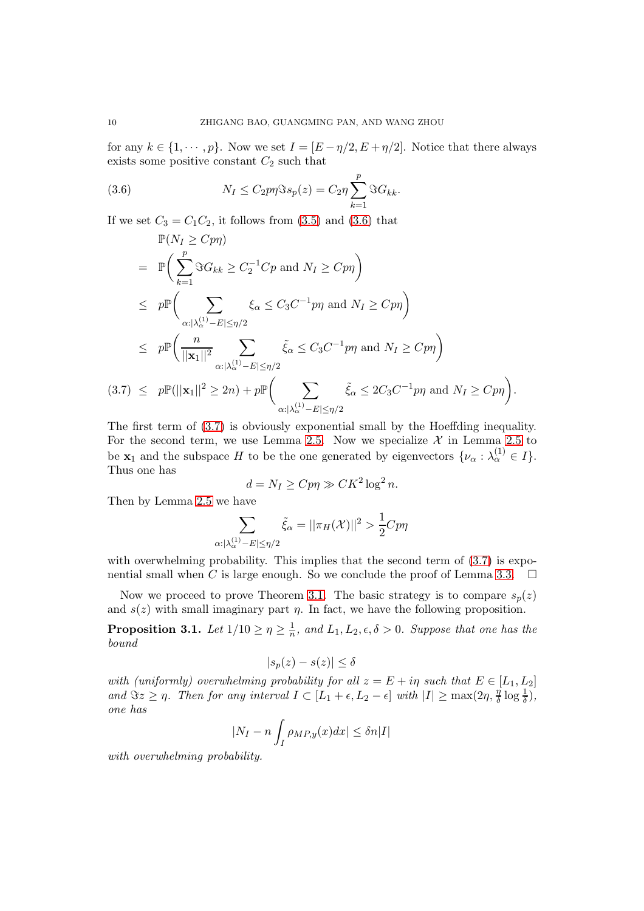for any $k \in \{1, \cdots, p\}$. Now we set $I = [E - \eta/2, E + \eta/2]$. Notice that there always exists some positive constant $C_2$ such that

$$N_I \le C_2 p\eta \Im s_p(z) = C_2 \eta \sum_{k=1}^{p} \Im G_{kk}. \tag{3.6}$$

If we set $C_3 = C_1 C_2$, it follows from (3.5) and (3.6) that

$$\begin{aligned}
& \mathbb{P}(N_I \ge Cp\eta) \\
&= \mathbb{P}\Big( \sum_{k=1}^{p} \Im G_{kk} \ge C_2^{-1} Cp \text{ and } N_I \ge Cp\eta \Big) \\
&\le p\mathbb{P}\Big( \sum_{\alpha:|\lambda_\alpha^{(1)} - E| \le \eta/2} \xi_\alpha \le C_3 C^{-1} p\eta \text{ and } N_I \ge Cp\eta \Big) \\
&\le p\mathbb{P}\Big( \frac{n}{||\mathbf{x}_1||^2} \sum_{\alpha:|\lambda_\alpha^{(1)} - E| \le \eta/2} \tilde{\xi}_\alpha \le C_3 C^{-1} p\eta \text{ and } N_I \ge Cp\eta \Big) \\
&\le p\mathbb{P}(||\mathbf{x}_1||^2 \ge 2n) + p\mathbb{P}\Big( \sum_{\alpha:|\lambda_\alpha^{(1)} - E| \le \eta/2} \tilde{\xi}_\alpha \le 2C_3 C^{-1} p\eta \text{ and } N_I \ge Cp\eta \Big).
\end{aligned} \tag{3.7}$$

The first term of (3.7) is obviously exponential small by the Hoeffding inequality. For the second term, we use Lemma 2.5. Now we specialize $\mathcal{X}$ in Lemma 2.5 to be $\mathbf{x}_1$ and the subspace $H$ to be the one generated by eigenvectors $\{\nu_\alpha : \lambda_\alpha^{(1)} \in I\}$. Thus one has

$$d = N_I \ge Cp\eta \gg CK^2 \log^2 n.$$

Then by Lemma 2.5 we have

$$\sum_{\alpha:|\lambda_\alpha^{(1)} - E| \le \eta/2} \tilde{\xi}_\alpha = ||\pi_H(\mathcal{X})||^2 > \frac{1}{2} Cp\eta$$

with overwhelming probability. This implies that the second term of (3.7) is exponential small when $C$ is large enough. So we conclude the proof of Lemma 3.3. $\square$

Now we proceed to prove Theorem 3.1. The basic strategy is to compare $s_p(z)$ and $s(z)$ with small imaginary part $\eta$. In fact, we have the following proposition.

**Proposition 3.1.** *Let $1/10 \ge \eta \ge \frac{1}{n}$, and $L_1, L_2, \epsilon, \delta > 0$. Suppose that one has the bound*

$$|s_p(z) - s(z)| \le \delta$$

*with (uniformly) overwhelming probability for all $z = E + i\eta$ such that $E \in [L_1, L_2]$ and $\Im z \ge \eta$. Then for any interval $I \subset [L_1 + \epsilon, L_2 - \epsilon]$ with $|I| \ge \max(2\eta, \frac{\eta}{\delta} \log \frac{1}{\delta})$, one has*

$$|N_I - n \int_I \rho_{MP,y}(x)dx| \le \delta n |I|$$

*with overwhelming probability.*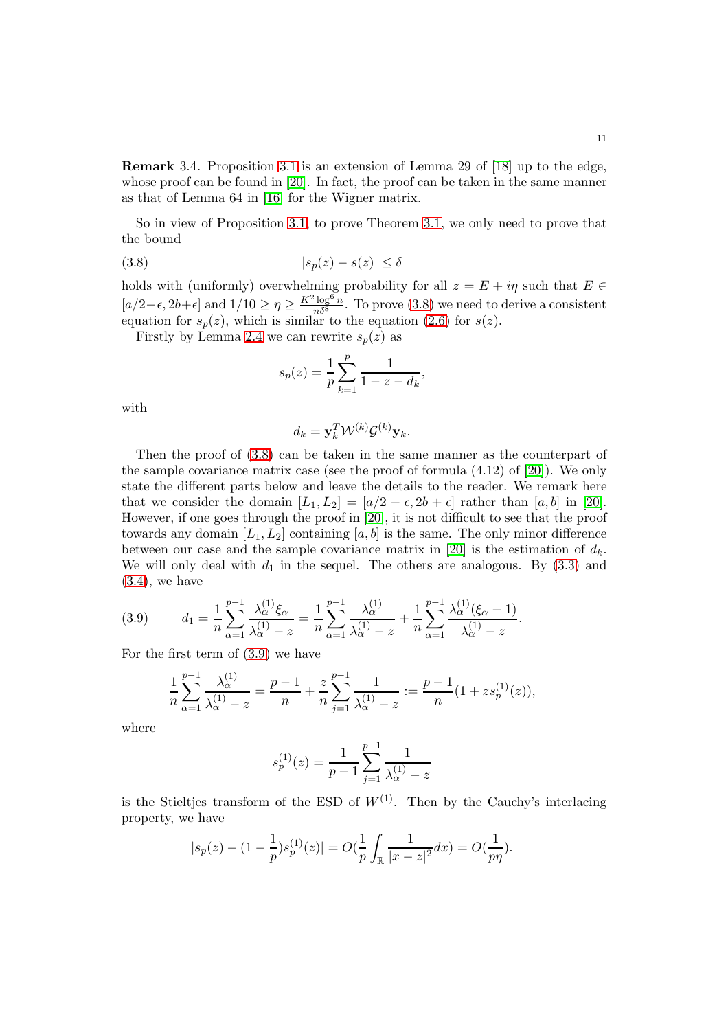**Remark** 3.4. Proposition 3.1 is an extension of Lemma 29 of [18] up to the edge, whose proof can be found in [20]. In fact, the proof can be taken in the same manner as that of Lemma 64 in [16] for the Wigner matrix.

So in view of Proposition 3.1, to prove Theorem 3.1, we only need to prove that the bound

$$|s_p(z) - s(z)| \le \delta \tag{3.8}$$

holds with (uniformly) overwhelming probability for all $z = E + i\eta$ such that $E \in [a/2-\epsilon, 2b+\epsilon]$ and $1/10 \ge \eta \ge \frac{K^2 \log^6 n}{n\delta^8}$. To prove (3.8) we need to derive a consistent equation for $s_p(z)$, which is similar to the equation (2.6) for $s(z)$.

Firstly by Lemma 2.4 we can rewrite $s_p(z)$ as

$$s_p(z) = \frac{1}{p}\sum_{k=1}^{p} \frac{1}{1 - z - d_k},$$

with

$$d_k = \mathbf{y}_k^T \mathcal{W}^{(k)} \mathcal{G}^{(k)} \mathbf{y}_k.$$

Then the proof of (3.8) can be taken in the same manner as the counterpart of the sample covariance matrix case (see the proof of formula (4.12) of [20]). We only state the different parts below and leave the details to the reader. We remark here that we consider the domain $[L_1, L_2] = [a/2 - \epsilon, 2b + \epsilon]$ rather than $[a, b]$ in [20]. However, if one goes through the proof in [20], it is not difficult to see that the proof towards any domain $[L_1, L_2]$ containing $[a, b]$ is the same. The only minor difference between our case and the sample covariance matrix in [20] is the estimation of $d_k$. We will only deal with $d_1$ in the sequel. The others are analogous. By (3.3) and (3.4), we have

$$d_1 = \frac{1}{n}\sum_{\alpha=1}^{p-1} \frac{\lambda_\alpha^{(1)} \xi_\alpha}{\lambda_\alpha^{(1)} - z} = \frac{1}{n}\sum_{\alpha=1}^{p-1} \frac{\lambda_\alpha^{(1)}}{\lambda_\alpha^{(1)} - z} + \frac{1}{n}\sum_{\alpha=1}^{p-1} \frac{\lambda_\alpha^{(1)}(\xi_\alpha - 1)}{\lambda_\alpha^{(1)} - z}. \tag{3.9}$$

For the first term of (3.9) we have

$$\frac{1}{n}\sum_{\alpha=1}^{p-1} \frac{\lambda_\alpha^{(1)}}{\lambda_\alpha^{(1)} - z} = \frac{p-1}{n} + \frac{z}{n}\sum_{j=1}^{p-1} \frac{1}{\lambda_\alpha^{(1)} - z} := \frac{p-1}{n}(1 + z s_p^{(1)}(z)),$$

where

$$s_p^{(1)}(z) = \frac{1}{p-1}\sum_{j=1}^{p-1} \frac{1}{\lambda_\alpha^{(1)} - z}$$

is the Stieltjes transform of the ESD of $W^{(1)}$. Then by the Cauchy's interlacing property, we have

$$|s_p(z) - (1 - \frac{1}{p}) s_p^{(1)}(z)| = O(\frac{1}{p}\int_{\mathbb{R}} \frac{1}{|x - z|^2} dx) = O(\frac{1}{p\eta}).$$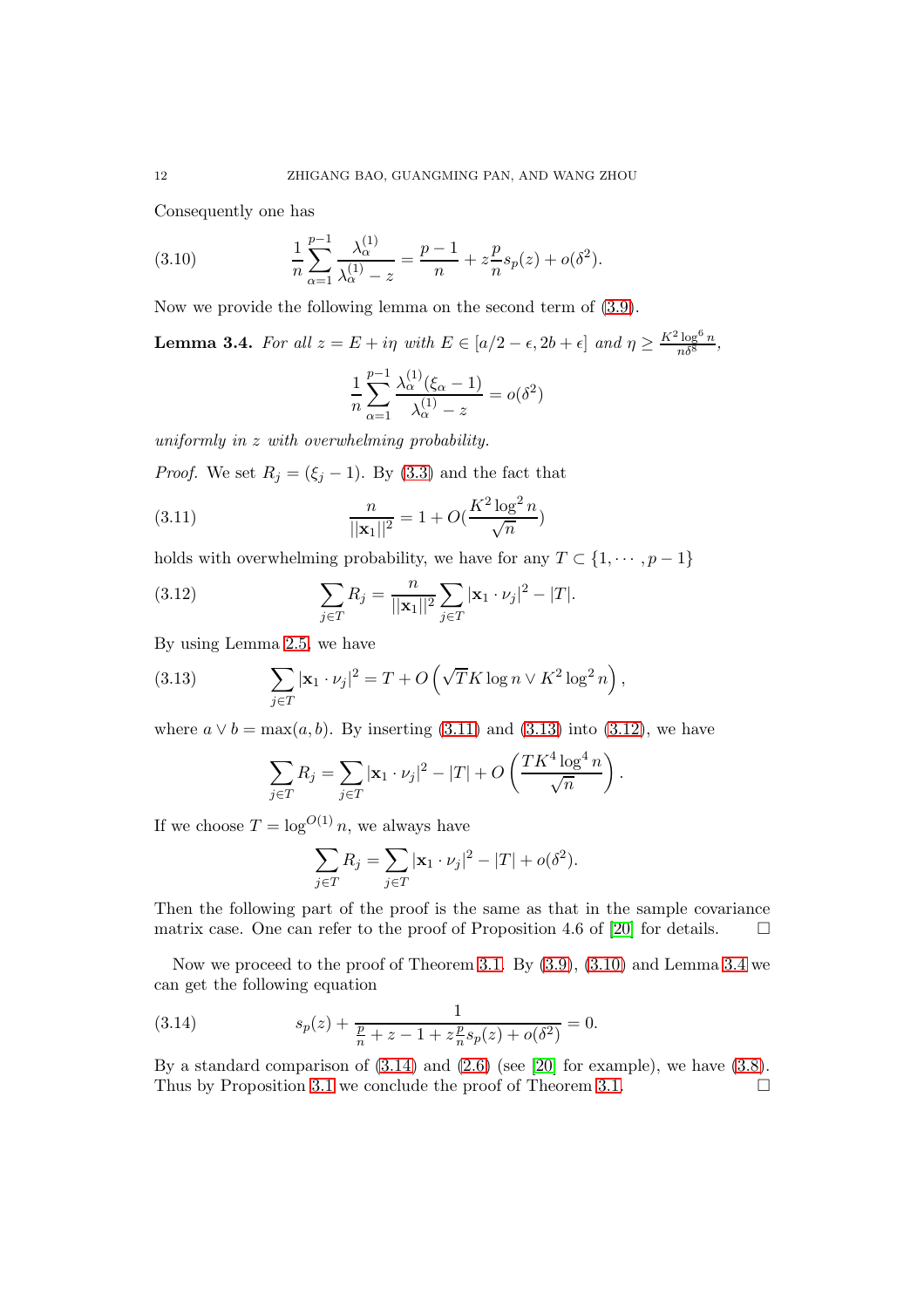Consequently one has

$$\frac{1}{n}\sum_{\alpha=1}^{p-1}\frac{\lambda_\alpha^{(1)}}{\lambda_\alpha^{(1)}-z}=\frac{p-1}{n}+z\frac{p}{n}s_p(z)+o(\delta^2). \tag{3.10}$$

Now we provide the following lemma on the second term of (3.9).

**Lemma 3.4.** *For all $z=E+i\eta$ with $E\in[a/2-\epsilon,2b+\epsilon]$ and $\eta\geq\frac{K^2\log^6 n}{n\delta^8}$,*

$$\frac{1}{n}\sum_{\alpha=1}^{p-1}\frac{\lambda_\alpha^{(1)}(\xi_\alpha-1)}{\lambda_\alpha^{(1)}-z}=o(\delta^2)$$

*uniformly in $z$ with overwhelming probability.*

*Proof.* We set $R_j=(\xi_j-1)$. By (3.3) and the fact that

$$\frac{n}{||\mathbf{x}_1||^2}=1+O(\frac{K^2\log^2 n}{\sqrt{n}}) \tag{3.11}$$

holds with overwhelming probability, we have for any $T\subset\{1,\cdots,p-1\}$

$$\sum_{j\in T}R_j=\frac{n}{||\mathbf{x}_1||^2}\sum_{j\in T}|\mathbf{x}_1\cdot\nu_j|^2-|T|. \tag{3.12}$$

By using Lemma 2.5, we have

$$\sum_{j\in T}|\mathbf{x}_1\cdot\nu_j|^2=T+O\left(\sqrt{T}K\log n\vee K^2\log^2 n\right), \tag{3.13}$$

where $a\vee b=\max(a,b)$. By inserting (3.11) and (3.13) into (3.12), we have

$$\sum_{j\in T}R_j=\sum_{j\in T}|\mathbf{x}_1\cdot\nu_j|^2-|T|+O\left(\frac{TK^4\log^4 n}{\sqrt{n}}\right).$$

If we choose $T=\log^{O(1)}n$, we always have

$$\sum_{j\in T}R_j=\sum_{j\in T}|\mathbf{x}_1\cdot\nu_j|^2-|T|+o(\delta^2).$$

Then the following part of the proof is the same as that in the sample covariance matrix case. One can refer to the proof of Proposition 4.6 of [20] for details. $\square$

Now we proceed to the proof of Theorem 3.1. By (3.9), (3.10) and Lemma 3.4 we can get the following equation

$$s_p(z)+\frac{1}{\frac{p}{n}+z-1+z\frac{p}{n}s_p(z)+o(\delta^2)}=0. \tag{3.14}$$

By a standard comparison of (3.14) and (2.6) (see [20] for example), we have (3.8). Thus by Proposition 3.1 we conclude the proof of Theorem 3.1. $\square$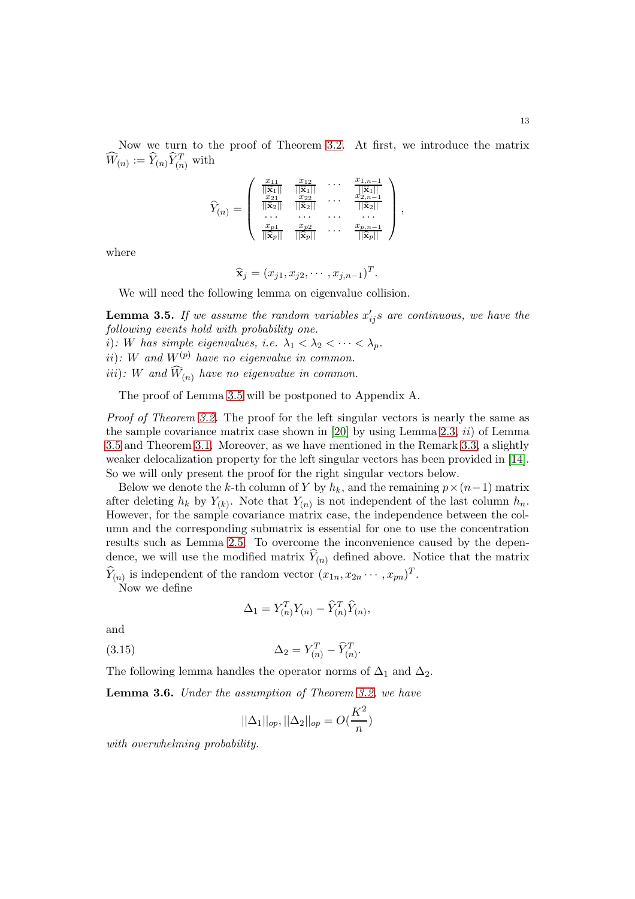Now we turn to the proof of Theorem 3.2. At first, we introduce the matrix $\widehat{W}_{(n)} := \widehat{Y}_{(n)}\widehat{Y}_{(n)}^T$ with

$$
\widehat{Y}_{(n)} = \begin{pmatrix} \frac{x_{11}}{||\widehat{\mathbf{x}}_1||} & \frac{x_{12}}{||\widehat{\mathbf{x}}_1||} & \cdots & \frac{x_{1,n-1}}{||\widehat{\mathbf{x}}_1||} \\ \frac{x_{21}}{||\widehat{\mathbf{x}}_2||} & \frac{x_{22}}{||\widehat{\mathbf{x}}_2||} & \cdots & \frac{x_{2,n-1}}{||\widehat{\mathbf{x}}_2||} \\ \cdots & \cdots & \cdots & \cdots \\ \frac{x_{p1}}{||\widehat{\mathbf{x}}_p||} & \frac{x_{p2}}{||\widehat{\mathbf{x}}_p||} & \cdots & \frac{x_{p,n-1}}{||\widehat{\mathbf{x}}_p||} \end{pmatrix},
$$

where

$$
\widehat{\mathbf{x}}_j = (x_{j1}, x_{j2}, \cdots, x_{j,n-1})^T.
$$

We will need the following lemma on eigenvalue collision.

**Lemma 3.5.** *If we assume the random variables $x_{ij}'s$ are continuous, we have the following events hold with probability one.*
*i): $W$ has simple eigenvalues, i.e. $\lambda_1 < \lambda_2 < \cdots < \lambda_p$.*
*ii): $W$ and $W^{(p)}$ have no eigenvalue in common.*
*iii): $W$ and $\widehat{W}_{(n)}$ have no eigenvalue in common.*

The proof of Lemma 3.5 will be postponed to Appendix A.

*Proof of Theorem 3.2.* The proof for the left singular vectors is nearly the same as the sample covariance matrix case shown in [20] by using Lemma 2.3, *ii)* of Lemma 3.5 and Theorem 3.1. Moreover, as we have mentioned in the Remark 3.3, a slightly weaker delocalization property for the left singular vectors has been provided in [14]. So we will only present the proof for the right singular vectors below.

Below we denote the $k$-th column of $Y$ by $h_k$, and the remaining $p \times (n-1)$ matrix after deleting $h_k$ by $Y_{(k)}$. Note that $Y_{(n)}$ is not independent of the last column $h_n$. However, for the sample covariance matrix case, the independence between the column and the corresponding submatrix is essential for one to use the concentration results such as Lemma 2.5. To overcome the inconvenience caused by the dependence, we will use the modified matrix $\widehat{Y}_{(n)}$ defined above. Notice that the matrix $\widehat{Y}_{(n)}$ is independent of the random vector $(x_{1n}, x_{2n} \cdots, x_{pn})^T$.

Now we define

$$
\Delta_1 = Y_{(n)}^T Y_{(n)} - \widehat{Y}_{(n)}^T \widehat{Y}_{(n)},
$$

and

$$
\Delta_2 = Y_{(n)}^T - \widehat{Y}_{(n)}^T. \tag{3.15}
$$

The following lemma handles the operator norms of $\Delta_1$ and $\Delta_2$.

**Lemma 3.6.** *Under the assumption of Theorem 3.2, we have*

$$
||\Delta_1||_{op}, ||\Delta_2||_{op} = O(\frac{K^2}{n})
$$

*with overwhelming probability.*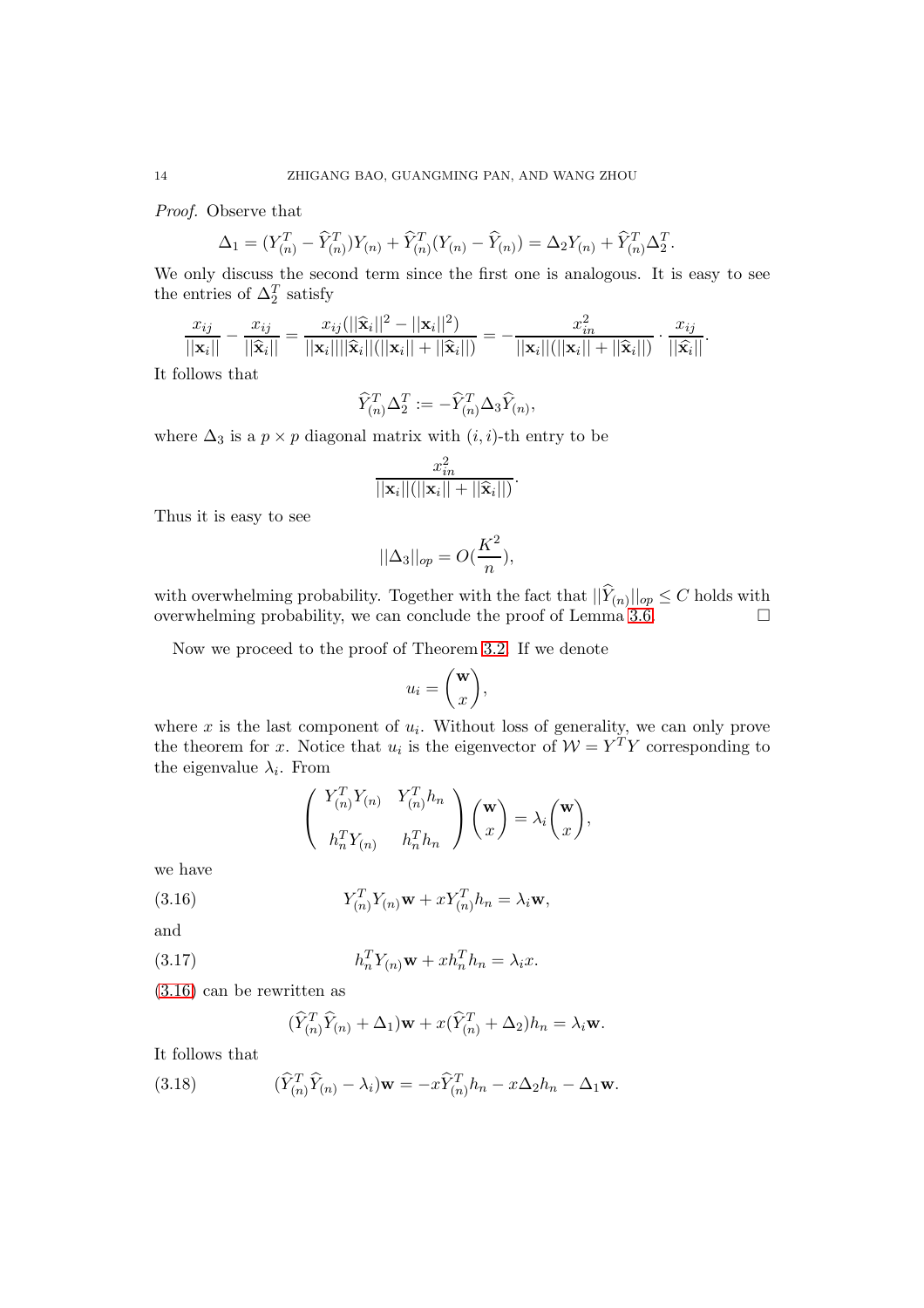*Proof.* Observe that

$$\Delta_1 = (Y_{(n)}^T - \widehat{Y}_{(n)}^T)Y_{(n)} + \widehat{Y}_{(n)}^T(Y_{(n)} - \widehat{Y}_{(n)}) = \Delta_2 Y_{(n)} + \widehat{Y}_{(n)}^T \Delta_2^T.$$

We only discuss the second term since the first one is analogous. It is easy to see the entries of $\Delta_2^T$ satisfy

$$\frac{x_{ij}}{||\mathbf{x}_i||} - \frac{x_{ij}}{||\widehat{\mathbf{x}}_i||} = \frac{x_{ij}(||\widehat{\mathbf{x}}_i||^2 - ||\mathbf{x}_i||^2)}{||\mathbf{x}_i||||\widehat{\mathbf{x}}_i||(||\mathbf{x}_i|| + ||\widehat{\mathbf{x}}_i||)} = -\frac{x_{in}^2}{||\mathbf{x}_i||(||\mathbf{x}_i|| + ||\widehat{\mathbf{x}}_i||)} \cdot \frac{x_{ij}}{||\widehat{\mathbf{x}}_i||}.$$

It follows that

$$\widehat{Y}_{(n)}^T \Delta_2^T := -\widehat{Y}_{(n)}^T \Delta_3 \widehat{Y}_{(n)},$$

where $\Delta_3$ is a $p \times p$ diagonal matrix with $(i,i)$-th entry to be

$$\frac{x_{in}^2}{||\mathbf{x}_i||(||\mathbf{x}_i|| + ||\widehat{\mathbf{x}}_i||)}.$$

Thus it is easy to see

$$||\Delta_3||_{op} = O(\frac{K^2}{n}),$$

with overwhelming probability. Together with the fact that $||\widehat{Y}_{(n)}||_{op} \leq C$ holds with overwhelming probability, we can conclude the proof of Lemma 3.6. $\square$

Now we proceed to the proof of Theorem 3.2. If we denote

$$u_i = \begin{pmatrix} \mathbf{w} \\ x \end{pmatrix},$$

where $x$ is the last component of $u_i$. Without loss of generality, we can only prove the theorem for $x$. Notice that $u_i$ is the eigenvector of $\mathcal{W} = Y^T Y$ corresponding to the eigenvalue $\lambda_i$. From

$$\begin{pmatrix} Y_{(n)}^T Y_{(n)} & Y_{(n)}^T h_n \\ h_n^T Y_{(n)} & h_n^T h_n \end{pmatrix} \begin{pmatrix} \mathbf{w} \\ x \end{pmatrix} = \lambda_i \begin{pmatrix} \mathbf{w} \\ x \end{pmatrix},$$

we have

$$Y_{(n)}^T Y_{(n)} \mathbf{w} + x Y_{(n)}^T h_n = \lambda_i \mathbf{w}, \tag{3.16}$$

and

$$h_n^T Y_{(n)} \mathbf{w} + x h_n^T h_n = \lambda_i x. \tag{3.17}$$

(3.16) can be rewritten as

$$(\widehat{Y}_{(n)}^T \widehat{Y}_{(n)} + \Delta_1)\mathbf{w} + x(\widehat{Y}_{(n)}^T + \Delta_2)h_n = \lambda_i \mathbf{w}.$$

It follows that

$$(\widehat{Y}_{(n)}^T \widehat{Y}_{(n)} - \lambda_i)\mathbf{w} = -x\widehat{Y}_{(n)}^T h_n - x\Delta_2 h_n - \Delta_1 \mathbf{w}. \tag{3.18}$$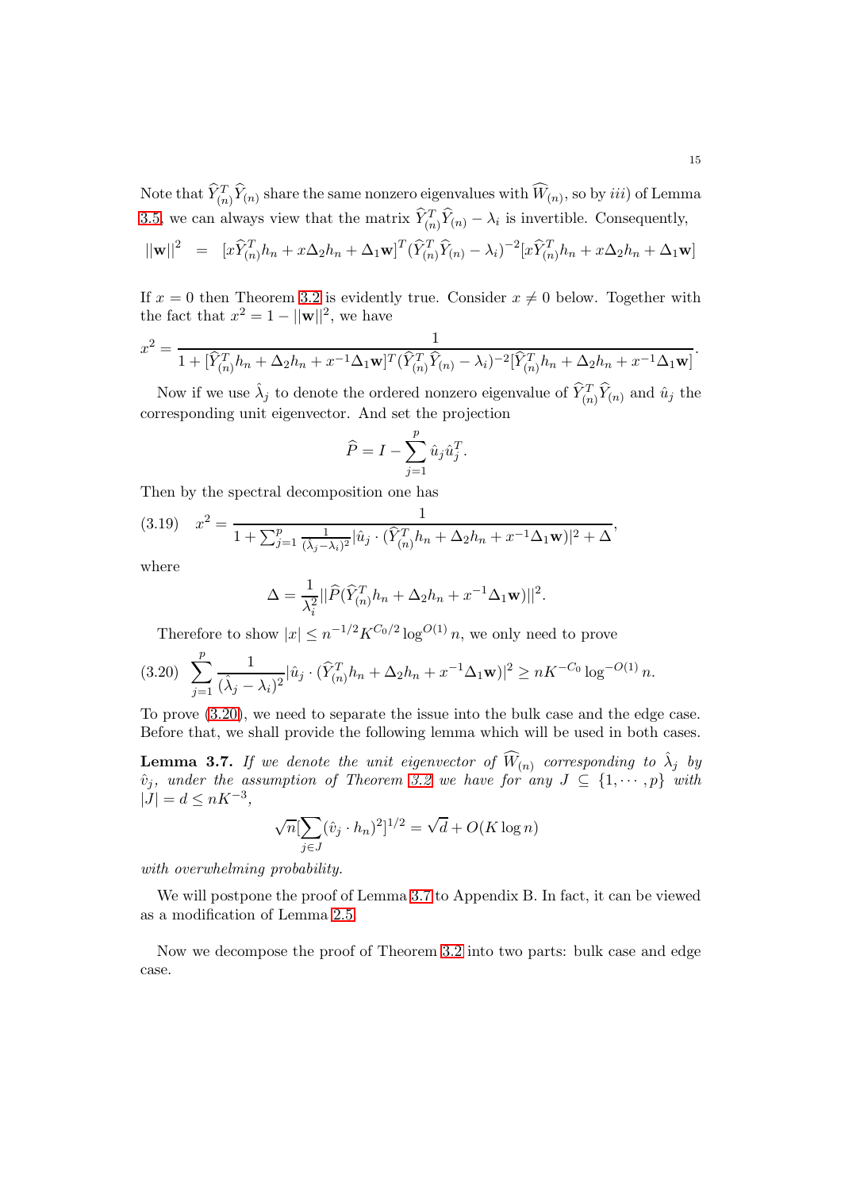Note that $\widehat{Y}_{(n)}^T\widehat{Y}_{(n)}$ share the same nonzero eigenvalues with $\widehat{W}_{(n)}$, so by *iii)* of Lemma 3.5, we can always view that the matrix $\widehat{Y}_{(n)}^T\widehat{Y}_{(n)} - \lambda_i$ is invertible. Consequently,

$$||\mathbf{w}||^2 \;\;=\;\; [x\widehat{Y}_{(n)}^T h_n + x\Delta_2 h_n + \Delta_1\mathbf{w}]^T(\widehat{Y}_{(n)}^T\widehat{Y}_{(n)} - \lambda_i)^{-2}[x\widehat{Y}_{(n)}^T h_n + x\Delta_2 h_n + \Delta_1\mathbf{w}]$$

If $x = 0$ then Theorem 3.2 is evidently true. Consider $x \neq 0$ below. Together with the fact that $x^2 = 1 - ||\mathbf{w}||^2$, we have

$$x^2 = \frac{1}{1 + [\widehat{Y}_{(n)}^T h_n + \Delta_2 h_n + x^{-1}\Delta_1\mathbf{w}]^T(\widehat{Y}_{(n)}^T\widehat{Y}_{(n)} - \lambda_i)^{-2}[\widehat{Y}_{(n)}^T h_n + \Delta_2 h_n + x^{-1}\Delta_1\mathbf{w}]}.$$

Now if we use $\hat{\lambda}_j$ to denote the ordered nonzero eigenvalue of $\widehat{Y}_{(n)}^T\widehat{Y}_{(n)}$ and $\hat{u}_j$ the corresponding unit eigenvector. And set the projection

$$\widehat{P} = I - \sum_{j=1}^{p}\hat{u}_j\hat{u}_j^T.$$

Then by the spectral decomposition one has

$$x^2 = \frac{1}{1 + \sum_{j=1}^{p}\frac{1}{(\hat{\lambda}_j - \lambda_i)^2}|\hat{u}_j \cdot (\widehat{Y}_{(n)}^T h_n + \Delta_2 h_n + x^{-1}\Delta_1\mathbf{w})|^2 + \Delta}, \tag{3.19}$$

where

$$\Delta = \frac{1}{\lambda_i^2}||\widehat{P}(\widehat{Y}_{(n)}^T h_n + \Delta_2 h_n + x^{-1}\Delta_1\mathbf{w})||^2.$$

Therefore to show $|x| \leq n^{-1/2}K^{C_0/2}\log^{O(1)} n$, we only need to prove

$$\sum_{j=1}^{p}\frac{1}{(\hat{\lambda}_j - \lambda_i)^2}|\hat{u}_j \cdot (\widehat{Y}_{(n)}^T h_n + \Delta_2 h_n + x^{-1}\Delta_1\mathbf{w})|^2 \geq nK^{-C_0}\log^{-O(1)} n. \tag{3.20}$$

To prove (3.20), we need to separate the issue into the bulk case and the edge case. Before that, we shall provide the following lemma which will be used in both cases.

**Lemma 3.7.** *If we denote the unit eigenvector of $\widehat{W}_{(n)}$ corresponding to $\hat{\lambda}_j$ by $\hat{v}_j$, under the assumption of Theorem 3.2 we have for any $J \subseteq \{1, \cdots, p\}$ with $|J| = d \leq nK^{-3}$,*

$$\sqrt{n}[\sum_{j\in J}(\hat{v}_j \cdot h_n)^2]^{1/2} = \sqrt{d} + O(K\log n)$$

*with overwhelming probability.*

We will postpone the proof of Lemma 3.7 to Appendix B. In fact, it can be viewed as a modification of Lemma 2.5.

Now we decompose the proof of Theorem 3.2 into two parts: bulk case and edge case.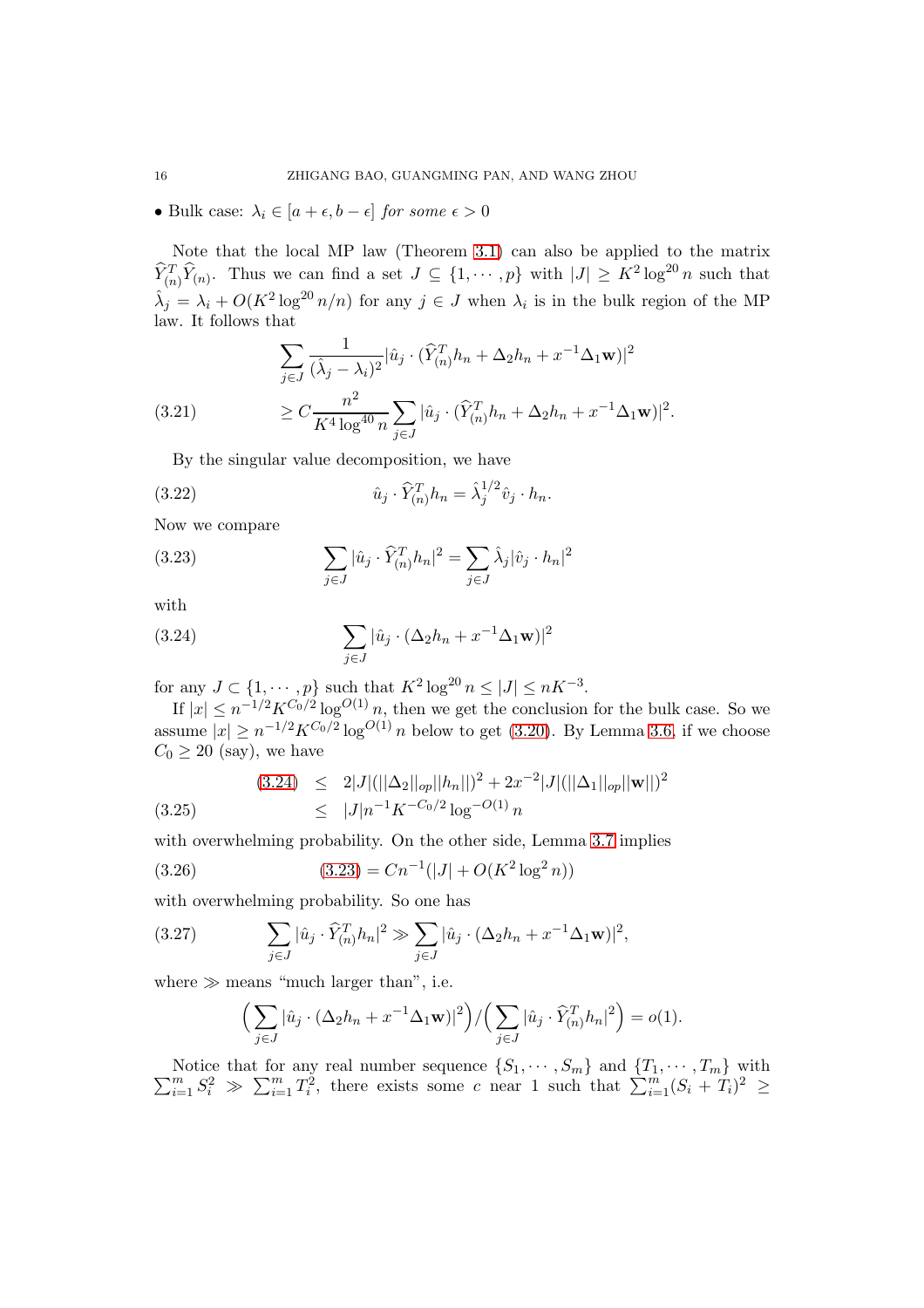• Bulk case: $\lambda_i \in [a+\epsilon, b-\epsilon]$ *for some* $\epsilon > 0$

Note that the local MP law (Theorem 3.1) can also be applied to the matrix $\widehat{Y}_{(n)}^T \widehat{Y}_{(n)}$. Thus we can find a set $J \subseteq \{1, \cdots, p\}$ with $|J| \geq K^2 \log^{20} n$ such that $\hat{\lambda}_j = \lambda_i + O(K^2 \log^{20} n/n)$ for any $j \in J$ when $\lambda_i$ is in the bulk region of the MP law. It follows that

$$\sum_{j \in J} \frac{1}{(\hat{\lambda}_j - \lambda_i)^2} |\hat{u}_j \cdot (\widehat{Y}_{(n)}^T h_n + \Delta_2 h_n + x^{-1} \Delta_1 \mathbf{w})|^2$$

$$\geq C \frac{n^2}{K^4 \log^{40} n} \sum_{j \in J} |\hat{u}_j \cdot (\widehat{Y}_{(n)}^T h_n + \Delta_2 h_n + x^{-1} \Delta_1 \mathbf{w})|^2. \tag{3.21}$$

By the singular value decomposition, we have

$$\hat{u}_j \cdot \widehat{Y}_{(n)}^T h_n = \hat{\lambda}_j^{1/2} \hat{v}_j \cdot h_n. \tag{3.22}$$

Now we compare

$$\sum_{j \in J} |\hat{u}_j \cdot \widehat{Y}_{(n)}^T h_n|^2 = \sum_{j \in J} \hat{\lambda}_j |\hat{v}_j \cdot h_n|^2 \tag{3.23}$$

with

$$\sum_{j \in J} |\hat{u}_j \cdot (\Delta_2 h_n + x^{-1} \Delta_1 \mathbf{w})|^2 \tag{3.24}$$

for any $J \subset \{1, \cdots, p\}$ such that $K^2 \log^{20} n \leq |J| \leq nK^{-3}$.

If $|x| \leq n^{-1/2} K^{C_0/2} \log^{O(1)} n$, then we get the conclusion for the bulk case. So we assume $|x| \geq n^{-1/2} K^{C_0/2} \log^{O(1)} n$ below to get (3.20). By Lemma 3.6, if we choose $C_0 \geq 20$ (say), we have

$$\begin{aligned}(3.24) &\leq 2|J|(||\Delta_2||_{op}||h_n||)^2 + 2x^{-2}|J|(||\Delta_1||_{op}||\mathbf{w}||)^2 \\ &\leq |J| n^{-1} K^{-C_0/2} \log^{-O(1)} n\end{aligned} \tag{3.25}$$

with overwhelming probability. On the other side, Lemma 3.7 implies

$$(3.23) = Cn^{-1}(|J| + O(K^2 \log^2 n)) \tag{3.26}$$

with overwhelming probability. So one has

$$\sum_{j \in J} |\hat{u}_j \cdot \widehat{Y}_{(n)}^T h_n|^2 \gg \sum_{j \in J} |\hat{u}_j \cdot (\Delta_2 h_n + x^{-1} \Delta_1 \mathbf{w})|^2, \tag{3.27}$$

where $\gg$ means "much larger than", i.e.

$$\Big( \sum_{j \in J} |\hat{u}_j \cdot (\Delta_2 h_n + x^{-1} \Delta_1 \mathbf{w})|^2 \Big) / \Big( \sum_{j \in J} |\hat{u}_j \cdot \widehat{Y}_{(n)}^T h_n|^2 \Big) = o(1).$$

Notice that for any real number sequence $\{S_1, \cdots, S_m\}$ and $\{T_1, \cdots, T_m\}$ with $\sum_{i=1}^m S_i^2 \gg \sum_{i=1}^m T_i^2$, there exists some $c$ near 1 such that $\sum_{i=1}^m (S_i + T_i)^2 \geq$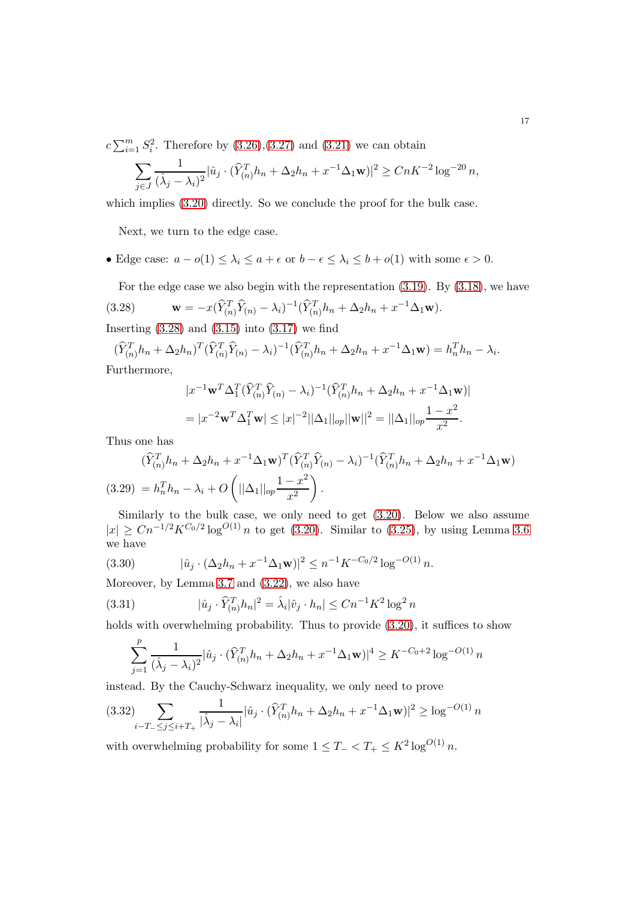$c\sum_{i=1}^m S_i^2$. Therefore by (3.26),(3.27) and (3.21) we can obtain

$$\sum_{j\in J}\frac{1}{(\hat{\lambda}_j-\lambda_i)^2}|\hat{u}_j\cdot(\widehat{Y}_{(n)}^T h_n+\Delta_2 h_n+x^{-1}\Delta_1\mathbf{w})|^2\geq CnK^{-2}\log^{-20}n,$$

which implies (3.20) directly. So we conclude the proof for the bulk case.

Next, we turn to the edge case.

- Edge case: $a-o(1)\leq\lambda_i\leq a+\epsilon$ or $b-\epsilon\leq\lambda_i\leq b+o(1)$ with some $\epsilon>0$.

For the edge case we also begin with the representation (3.19). By (3.18), we have

$$\mathbf{w}=-x(\widehat{Y}_{(n)}^T\widehat{Y}_{(n)}-\lambda_i)^{-1}(\widehat{Y}_{(n)}^T h_n+\Delta_2 h_n+x^{-1}\Delta_1\mathbf{w}). \tag{3.28}$$

Inserting (3.28) and (3.15) into (3.17) we find

$$(\widehat{Y}_{(n)}^T h_n+\Delta_2 h_n)^T(\widehat{Y}_{(n)}^T\widehat{Y}_{(n)}-\lambda_i)^{-1}(\widehat{Y}_{(n)}^T h_n+\Delta_2 h_n+x^{-1}\Delta_1\mathbf{w})=h_n^T h_n-\lambda_i.$$

Furthermore,

$$\begin{aligned}&|x^{-1}\mathbf{w}^T\Delta_1^T(\widehat{Y}_{(n)}^T\widehat{Y}_{(n)}-\lambda_i)^{-1}(\widehat{Y}_{(n)}^T h_n+\Delta_2 h_n+x^{-1}\Delta_1\mathbf{w})|\\&=|x^{-2}\mathbf{w}^T\Delta_1^T\mathbf{w}|\leq|x|^{-2}||\Delta_1||_{op}||\mathbf{w}||^2=||\Delta_1||_{op}\frac{1-x^2}{x^2}.\end{aligned}$$

Thus one has

$$\begin{aligned}&(\widehat{Y}_{(n)}^T h_n+\Delta_2 h_n+x^{-1}\Delta_1\mathbf{w})^T(\widehat{Y}_{(n)}^T\widehat{Y}_{(n)}-\lambda_i)^{-1}(\widehat{Y}_{(n)}^T h_n+\Delta_2 h_n+x^{-1}\Delta_1\mathbf{w})\\&=h_n^T h_n-\lambda_i+O\left(||\Delta_1||_{op}\frac{1-x^2}{x^2}\right).\end{aligned} \tag{3.29}$$

Similarly to the bulk case, we only need to get (3.20). Below we also assume $|x|\geq Cn^{-1/2}K^{C_0/2}\log^{O(1)}n$ to get (3.20). Similar to (3.25), by using Lemma 3.6 we have

$$|\hat{u}_j\cdot(\Delta_2 h_n+x^{-1}\Delta_1\mathbf{w})|^2\leq n^{-1}K^{-C_0/2}\log^{-O(1)}n. \tag{3.30}$$

Moreover, by Lemma 3.7 and (3.22), we also have

$$|\hat{u}_j\cdot\widehat{Y}_{(n)}^T h_n|^2=\hat{\lambda}_i|\hat{v}_j\cdot h_n|\leq Cn^{-1}K^2\log^2 n \tag{3.31}$$

holds with overwhelming probability. Thus to provide (3.20), it suffices to show

$$\sum_{j=1}^p\frac{1}{(\hat{\lambda}_j-\lambda_i)^2}|\hat{u}_j\cdot(\widehat{Y}_{(n)}^T h_n+\Delta_2 h_n+x^{-1}\Delta_1\mathbf{w})|^4\geq K^{-C_0+2}\log^{-O(1)}n$$

instead. By the Cauchy-Schwarz inequality, we only need to prove

$$\sum_{i-T_-\leq j\leq i+T_+}\frac{1}{|\hat{\lambda}_j-\lambda_i|}|\hat{u}_j\cdot(\widehat{Y}_{(n)}^T h_n+\Delta_2 h_n+x^{-1}\Delta_1\mathbf{w})|^2\geq\log^{-O(1)}n \tag{3.32}$$

with overwhelming probability for some $1\leq T_-<T_+\leq K^2\log^{O(1)}n$.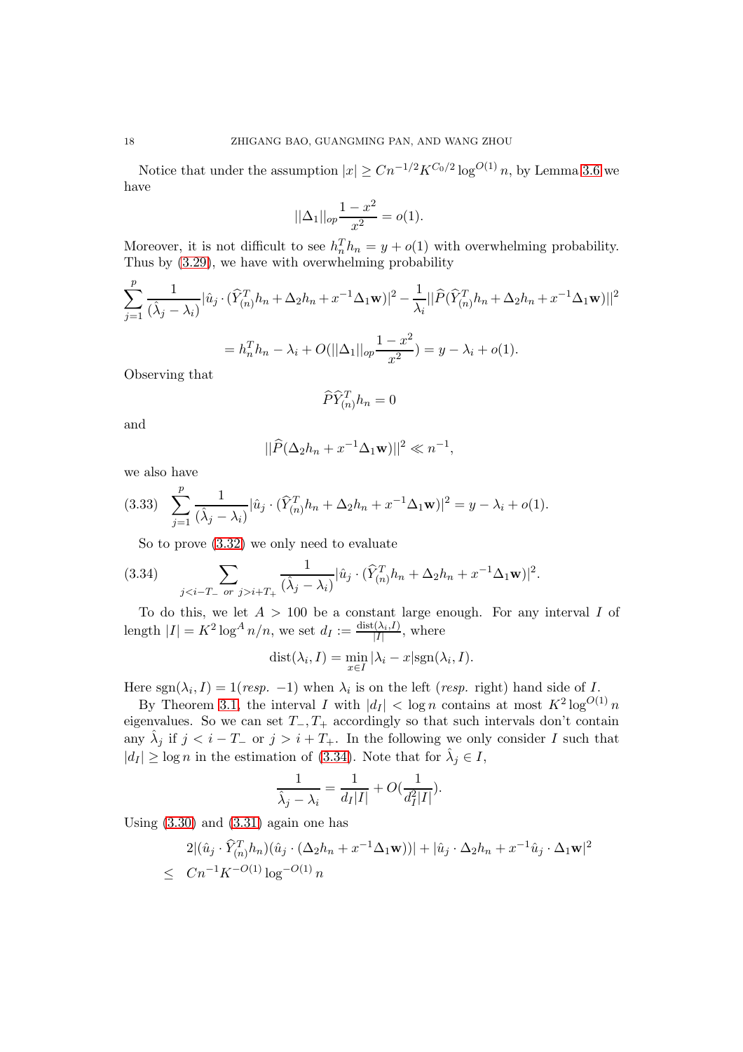Notice that under the assumption $|x| \geq Cn^{-1/2}K^{C_0/2}\log^{O(1)} n$, by Lemma 3.6 we have

$$||\Delta_1||_{op}\frac{1-x^2}{x^2} = o(1).$$

Moreover, it is not difficult to see $h_n^T h_n = y + o(1)$ with overwhelming probability. Thus by (3.29), we have with overwhelming probability

$$\sum_{j=1}^{p} \frac{1}{(\hat{\lambda}_j - \lambda_i)} |\hat{u}_j \cdot (\widehat{Y}_{(n)}^T h_n + \Delta_2 h_n + x^{-1}\Delta_1 \mathbf{w})|^2 - \frac{1}{\lambda_i}||\widehat{P}(\widehat{Y}_{(n)}^T h_n + \Delta_2 h_n + x^{-1}\Delta_1 \mathbf{w})||^2$$

$$= h_n^T h_n - \lambda_i + O(||\Delta_1||_{op}\frac{1-x^2}{x^2}) = y - \lambda_i + o(1).$$

Observing that

$$\widehat{P}\widehat{Y}_{(n)}^T h_n = 0$$

and

$$||\widehat{P}(\Delta_2 h_n + x^{-1}\Delta_1 \mathbf{w})||^2 \ll n^{-1},$$

we also have

$$\sum_{j=1}^{p} \frac{1}{(\hat{\lambda}_j - \lambda_i)} |\hat{u}_j \cdot (\widehat{Y}_{(n)}^T h_n + \Delta_2 h_n + x^{-1}\Delta_1 \mathbf{w})|^2 = y - \lambda_i + o(1). \tag{3.33}$$

So to prove (3.32) we only need to evaluate

$$\sum_{j<i-T_- \text{ or } j>i+T_+} \frac{1}{(\hat{\lambda}_j - \lambda_i)} |\hat{u}_j \cdot (\widehat{Y}_{(n)}^T h_n + \Delta_2 h_n + x^{-1}\Delta_1 \mathbf{w})|^2. \tag{3.34}$$

To do this, we let $A > 100$ be a constant large enough. For any interval $I$ of length $|I| = K^2\log^A n/n$, we set $d_I := \frac{\text{dist}(\lambda_i, I)}{|I|}$, where

$$\text{dist}(\lambda_i, I) = \min_{x\in I}|\lambda_i - x|\text{sgn}(\lambda_i, I).$$

Here $\text{sgn}(\lambda_i, I) = 1$(*resp.* $-1$) when $\lambda_i$ is on the left (*resp.* right) hand side of $I$.

By Theorem 3.1, the interval $I$ with $|d_I| < \log n$ contains at most $K^2\log^{O(1)} n$ eigenvalues. So we can set $T_-, T_+$ accordingly so that such intervals don't contain any $\hat{\lambda}_j$ if $j < i - T_-$ or $j > i + T_+$. In the following we only consider $I$ such that $|d_I| \geq \log n$ in the estimation of (3.34). Note that for $\hat{\lambda}_j \in I$,

$$\frac{1}{\hat{\lambda}_j - \lambda_i} = \frac{1}{d_I|I|} + O(\frac{1}{d_I^2|I|}).$$

Using (3.30) and (3.31) again one has

$$\begin{aligned}
&2|(\hat{u}_j \cdot \widehat{Y}_{(n)}^T h_n)(\hat{u}_j \cdot (\Delta_2 h_n + x^{-1}\Delta_1 \mathbf{w}))| + |\hat{u}_j \cdot \Delta_2 h_n + x^{-1}\hat{u}_j \cdot \Delta_1 \mathbf{w}|^2 \\
\leq\ & Cn^{-1}K^{-O(1)}\log^{-O(1)} n
\end{aligned}$$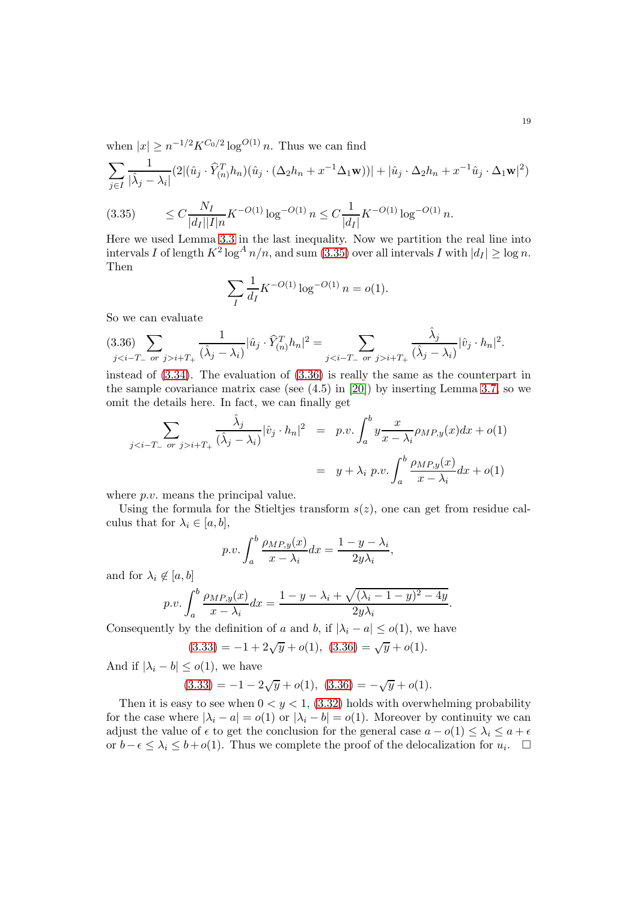when $|x| \geq n^{-1/2} K^{C_0/2} \log^{O(1)} n$. Thus we can find

$$\sum_{j \in I} \frac{1}{|\hat{\lambda}_j - \lambda_i|} (2 |(\hat{u}_j \cdot \widehat{Y}_{(n)}^T h_n)(\hat{u}_j \cdot (\Delta_2 h_n + x^{-1} \Delta_1 \mathbf{w}))| + |\hat{u}_j \cdot \Delta_2 h_n + x^{-1} \hat{u}_j \cdot \Delta_1 \mathbf{w}|^2)$$

$$\leq C \frac{N_I}{|d_I||I|n} K^{-O(1)} \log^{-O(1)} n \leq C \frac{1}{|d_I|} K^{-O(1)} \log^{-O(1)} n. \tag{3.35}$$

Here we used Lemma 3.3 in the last inequality. Now we partition the real line into intervals $I$ of length $K^2 \log^A n/n$, and sum (3.35) over all intervals $I$ with $|d_I| \geq \log n$. Then

$$\sum_I \frac{1}{d_I} K^{-O(1)} \log^{-O(1)} n = o(1).$$

So we can evaluate

$$\sum_{j < i - T_- \text{ or } j > i + T_+} \frac{1}{(\hat{\lambda}_j - \lambda_i)} |\hat{u}_j \cdot \widehat{Y}_{(n)}^T h_n|^2 = \sum_{j < i - T_- \text{ or } j > i + T_+} \frac{\hat{\lambda}_j}{(\hat{\lambda}_j - \lambda_i)} |\hat{v}_j \cdot h_n|^2. \tag{3.36}$$

instead of (3.34). The evaluation of (3.36) is really the same as the counterpart in the sample covariance matrix case (see (4.5) in [20]) by inserting Lemma 3.7, so we omit the details here. In fact, we can finally get

$$\begin{aligned}
\sum_{j < i - T_- \text{ or } j > i + T_+} \frac{\hat{\lambda}_j}{(\hat{\lambda}_j - \lambda_i)} |\hat{v}_j \cdot h_n|^2 &= p.v. \int_a^b y \frac{x}{x - \lambda_i} \rho_{MP,y}(x) dx + o(1) \\
&= y + \lambda_i \; p.v. \int_a^b \frac{\rho_{MP,y}(x)}{x - \lambda_i} dx + o(1)
\end{aligned}$$

where $p.v.$ means the principal value.

Using the formula for the Stieltjes transform $s(z)$, one can get from residue calculus that for $\lambda_i \in [a, b]$,

$$p.v. \int_a^b \frac{\rho_{MP,y}(x)}{x - \lambda_i} dx = \frac{1 - y - \lambda_i}{2y\lambda_i},$$

and for $\lambda_i \notin [a, b]$

$$p.v. \int_a^b \frac{\rho_{MP,y}(x)}{x - \lambda_i} dx = \frac{1 - y - \lambda_i + \sqrt{(\lambda_i - 1 - y)^2 - 4y}}{2y\lambda_i}.$$

Consequently by the definition of $a$ and $b$, if $|\lambda_i - a| \leq o(1)$, we have

$$(3.33) = -1 + 2\sqrt{y} + o(1), \; (3.36) = \sqrt{y} + o(1).$$

And if $|\lambda_i - b| \leq o(1)$, we have

$$(3.33) = -1 - 2\sqrt{y} + o(1), \; (3.36) = -\sqrt{y} + o(1).$$

Then it is easy to see when $0 < y < 1$, (3.32) holds with overwhelming probability for the case where $|\lambda_i - a| = o(1)$ or $|\lambda_i - b| = o(1)$. Moreover by continuity we can adjust the value of $\epsilon$ to get the conclusion for the general case $a - o(1) \leq \lambda_i \leq a + \epsilon$ or $b - \epsilon \leq \lambda_i \leq b + o(1)$. Thus we complete the proof of the delocalization for $u_i$. $\square$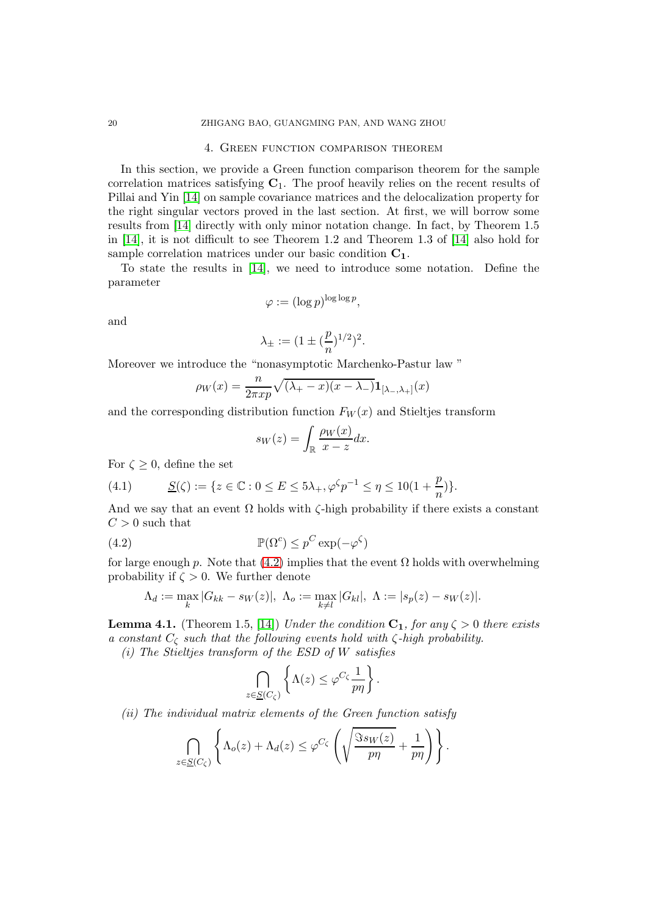## 4. Green function comparison theorem

In this section, we provide a Green function comparison theorem for the sample correlation matrices satisfying $\mathbf{C_1}$. The proof heavily relies on the recent results of Pillai and Yin [14] on sample covariance matrices and the delocalization property for the right singular vectors proved in the last section. At first, we will borrow some results from [14] directly with only minor notation change. In fact, by Theorem 1.5 in [14], it is not difficult to see Theorem 1.2 and Theorem 1.3 of [14] also hold for sample correlation matrices under our basic condition $\mathbf{C_1}$.

To state the results in [14], we need to introduce some notation. Define the parameter

$$\varphi := (\log p)^{\log \log p},$$

and

$$\lambda_{\pm} := (1 \pm (\frac{p}{n})^{1/2})^2.$$

Moreover we introduce the "nonasymptotic Marchenko-Pastur law "

$$\rho_W(x) = \frac{n}{2\pi x p}\sqrt{(\lambda_+ - x)(x - \lambda_-)}\mathbf{1}_{[\lambda_-,\lambda_+]}(x)$$

and the corresponding distribution function $F_W(x)$ and Stieltjes transform

$$s_W(z) = \int_{\mathbb{R}} \frac{\rho_W(x)}{x - z}dx.$$

For $\zeta \geq 0$, define the set

$$\underline{S}(\zeta) := \{z \in \mathbb{C} : 0 \leq E \leq 5\lambda_+, \varphi^{\zeta} p^{-1} \leq \eta \leq 10(1 + \frac{p}{n})\}. \tag{4.1}$$

And we say that an event $\Omega$ holds with $\zeta$-high probability if there exists a constant $C > 0$ such that

$$\mathbb{P}(\Omega^c) \leq p^C \exp(-\varphi^{\zeta}) \tag{4.2}$$

for large enough $p$. Note that (4.2) implies that the event $\Omega$ holds with overwhelming probability if $\zeta > 0$. We further denote

$$\Lambda_d := \max_k |G_{kk} - s_W(z)|, \ \Lambda_o := \max_{k \neq l} |G_{kl}|, \ \Lambda := |s_p(z) - s_W(z)|.$$

**Lemma 4.1.** (Theorem 1.5, [14]) *Under the condition $\mathbf{C_1}$, for any $\zeta > 0$ there exists a constant $C_\zeta$ such that the following events hold with $\zeta$-high probability.*

*(i) The Stieltjes transform of the ESD of $W$ satisfies*

$$\bigcap_{z \in \underline{S}(C_\zeta)} \left\{ \Lambda(z) \leq \varphi^{C_\zeta} \frac{1}{p\eta} \right\}.$$

*(ii) The individual matrix elements of the Green function satisfy*

$$\bigcap_{z \in \underline{S}(C_\zeta)} \left\{ \Lambda_o(z) + \Lambda_d(z) \leq \varphi^{C_\zeta} \left( \sqrt{\frac{\Im s_W(z)}{p\eta}} + \frac{1}{p\eta} \right) \right\}.$$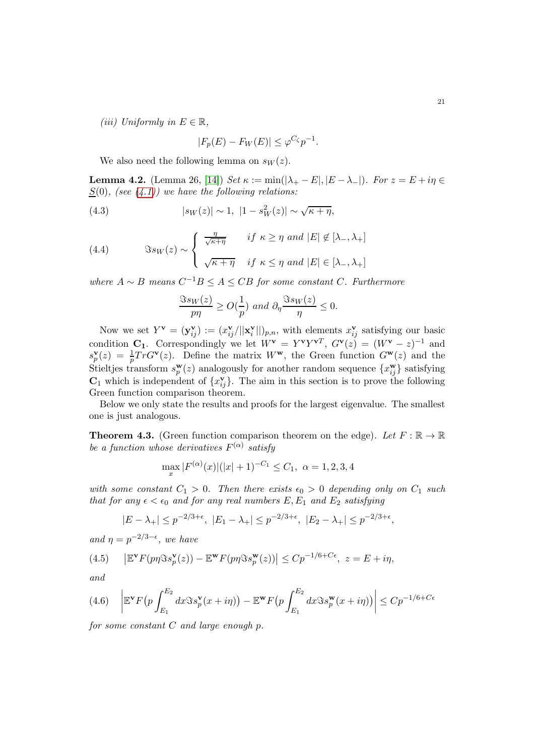*(iii) Uniformly in $E \in \mathbb{R}$,*

$$|F_p(E) - F_W(E)| \leq \varphi^{C\zeta} p^{-1}.$$

We also need the following lemma on $s_W(z)$.

**Lemma 4.2.** (Lemma 26, [14]) *Set $\kappa := \min(|\lambda_+ - E|, |E - \lambda_-|)$. For $z = E + i\eta \in \underline{S}(0)$, (see (4.1)) we have the following relations:*

$$|s_W(z)| \sim 1, \ |1 - s_W^2(z)| \sim \sqrt{\kappa + \eta}, \tag{4.3}$$

$$\Im s_W(z) \sim \begin{cases} \frac{\eta}{\sqrt{\kappa+\eta}} & if \ \kappa \geq \eta \ and \ |E| \notin [\lambda_-, \lambda_+] \\ \sqrt{\kappa + \eta} & if \ \kappa \leq \eta \ and \ |E| \in [\lambda_-, \lambda_+] \end{cases} \tag{4.4}$$

*where $A \sim B$ means $C^{-1}B \leq A \leq CB$ for some constant $C$. Furthermore*

$$\frac{\Im s_W(z)}{p\eta} \geq O(\frac{1}{p}) \ and \ \partial_\eta \frac{\Im s_W(z)}{\eta} \leq 0.$$

Now we set $Y^{\mathbf{v}} = (\mathbf{y}_{ij}^{\mathbf{v}}) := (x_{ij}^{\mathbf{v}}/||\mathbf{x}_i^{\mathbf{v}}||)_{p,n}$, with elements $x_{ij}^{\mathbf{v}}$ satisfying our basic condition $\mathbf{C_1}$. Correspondingly we let $W^{\mathbf{v}} = Y^{\mathbf{v}}Y^{\mathbf{v}T}$, $G^{\mathbf{v}}(z) = (W^{\mathbf{v}} - z)^{-1}$ and $s_p^{\mathbf{v}}(z) = \frac{1}{p}TrG^{\mathbf{v}}(z)$. Define the matrix $W^{\mathbf{w}}$, the Green function $G^{\mathbf{w}}(z)$ and the Stieltjes transform $s_p^{\mathbf{w}}(z)$ analogously for another random sequence $\{x_{ij}^{\mathbf{w}}\}$ satisfying $\mathbf{C}_1$ which is independent of $\{x_{ij}^{\mathbf{v}}\}$. The aim in this section is to prove the following Green function comparison theorem.

Below we only state the results and proofs for the largest eigenvalue. The smallest one is just analogous.

**Theorem 4.3.** (Green function comparison theorem on the edge). *Let $F : \mathbb{R} \to \mathbb{R}$ be a function whose derivatives $F^{(\alpha)}$ satisfy*

$$\max_x |F^{(\alpha)}(x)|(|x| + 1)^{-C_1} \leq C_1, \ \alpha = 1, 2, 3, 4$$

*with some constant $C_1 > 0$. Then there exists $\epsilon_0 > 0$ depending only on $C_1$ such that for any $\epsilon < \epsilon_0$ and for any real numbers $E, E_1$ and $E_2$ satisfying*

$$|E - \lambda_+| \leq p^{-2/3+\epsilon}, \ |E_1 - \lambda_+| \leq p^{-2/3+\epsilon}, \ |E_2 - \lambda_+| \leq p^{-2/3+\epsilon},$$

*and $\eta = p^{-2/3-\epsilon}$, we have*

$$\left|\mathbb{E}^{\mathbf{v}} F(p\eta \Im s_p^{\mathbf{v}}(z)) - \mathbb{E}^{\mathbf{w}} F(p\eta \Im s_p^{\mathbf{w}}(z))\right| \leq Cp^{-1/6+C\epsilon}, \ z = E + i\eta, \tag{4.5}$$

*and*

$$\left|\mathbb{E}^{\mathbf{v}} F\big(p \int_{E_1}^{E_2} dx \Im s_p^{\mathbf{v}}(x + i\eta)\big) - \mathbb{E}^{\mathbf{w}} F\big(p \int_{E_1}^{E_2} dx \Im s_p^{\mathbf{w}}(x + i\eta)\big)\right| \leq Cp^{-1/6+C\epsilon} \tag{4.6}$$

*for some constant $C$ and large enough $p$.*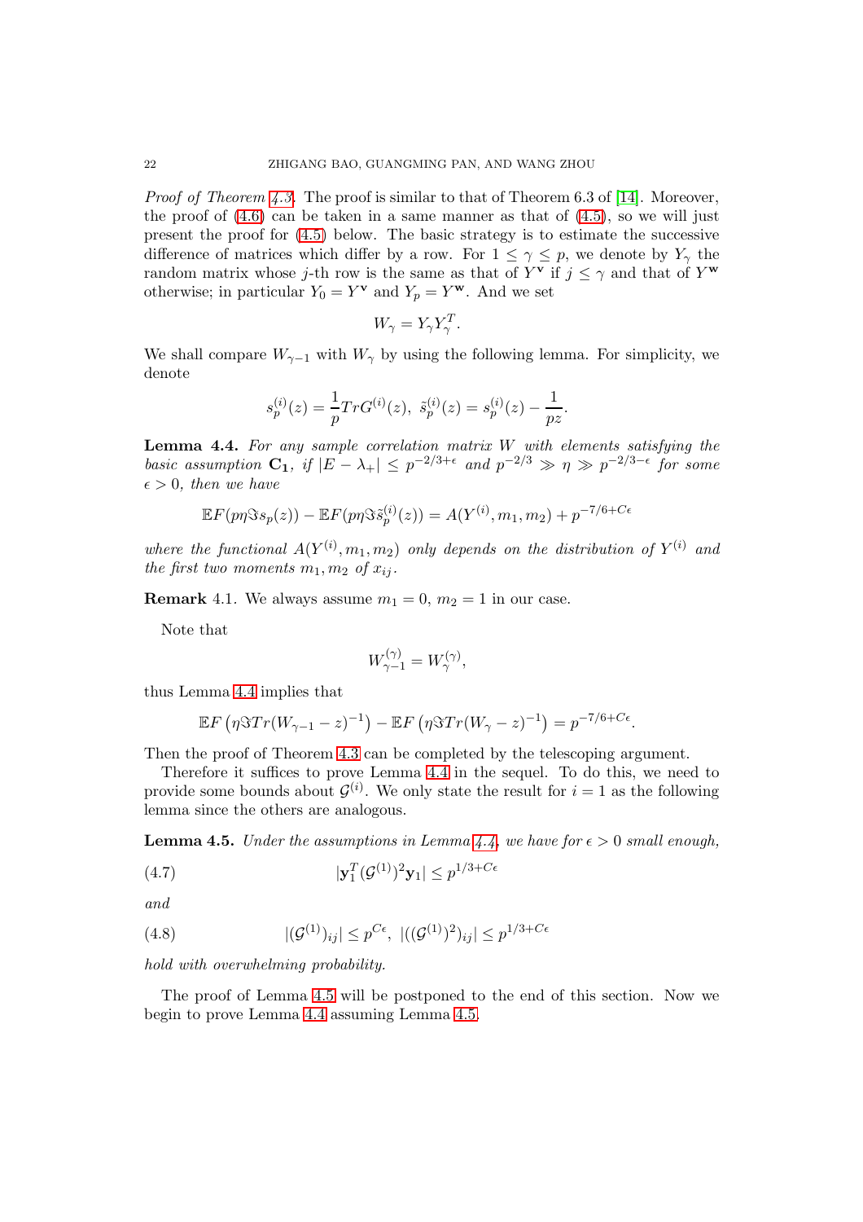*Proof of Theorem 4.3.* The proof is similar to that of Theorem 6.3 of [14]. Moreover, the proof of (4.6) can be taken in a same manner as that of (4.5), so we will just present the proof for (4.5) below. The basic strategy is to estimate the successive difference of matrices which differ by a row. For $1 \le \gamma \le p$, we denote by $Y_\gamma$ the random matrix whose $j$-th row is the same as that of $Y^{\mathbf{v}}$ if $j \le \gamma$ and that of $Y^{\mathbf{w}}$ otherwise; in particular $Y_0 = Y^{\mathbf{v}}$ and $Y_p = Y^{\mathbf{w}}$. And we set

$$W_\gamma = Y_\gamma Y_\gamma^T.$$

We shall compare $W_{\gamma-1}$ with $W_\gamma$ by using the following lemma. For simplicity, we denote

$$s_p^{(i)}(z) = \frac{1}{p} Tr G^{(i)}(z),\ \tilde{s}_p^{(i)}(z) = s_p^{(i)}(z) - \frac{1}{pz}.$$

**Lemma 4.4.** *For any sample correlation matrix $W$ with elements satisfying the basic assumption $\mathbf{C_1}$, if $|E-\lambda_+| \le p^{-2/3+\epsilon}$ and $p^{-2/3} \gg \eta \gg p^{-2/3-\epsilon}$ for some $\epsilon > 0$, then we have*

$$\mathbb{E}F(p\eta \Im s_p(z)) - \mathbb{E}F(p\eta\Im\tilde{s}_p^{(i)}(z)) = A(Y^{(i)}, m_1, m_2) + p^{-7/6+C\epsilon}$$

*where the functional $A(Y^{(i)}, m_1, m_2)$ only depends on the distribution of $Y^{(i)}$ and the first two moments $m_1, m_2$ of $x_{ij}$.*

**Remark** 4.1. We always assume $m_1 = 0$, $m_2 = 1$ in our case.

Note that

$$W_{\gamma-1}^{(\gamma)} = W_\gamma^{(\gamma)},$$

thus Lemma 4.4 implies that

$$\mathbb{E}F\left(\eta\Im Tr(W_{\gamma-1}-z)^{-1}\right) - \mathbb{E}F\left(\eta\Im Tr(W_\gamma - z)^{-1}\right) = p^{-7/6+C\epsilon}.$$

Then the proof of Theorem 4.3 can be completed by the telescoping argument.

Therefore it suffices to prove Lemma 4.4 in the sequel. To do this, we need to provide some bounds about $\mathcal{G}^{(i)}$. We only state the result for $i=1$ as the following lemma since the others are analogous.

**Lemma 4.5.** *Under the assumptions in Lemma 4.4, we have for $\epsilon > 0$ small enough,*

$$|\mathbf{y}_1^T (\mathcal{G}^{(1)})^2 \mathbf{y}_1| \le p^{1/3+C\epsilon} \tag{4.7}$$

*and*

$$|(\mathcal{G}^{(1)})_{ij}| \le p^{C\epsilon},\ |((\mathcal{G}^{(1)})^2)_{ij}| \le p^{1/3+C\epsilon} \tag{4.8}$$

*hold with overwhelming probability.*

The proof of Lemma 4.5 will be postponed to the end of this section. Now we begin to prove Lemma 4.4 assuming Lemma 4.5.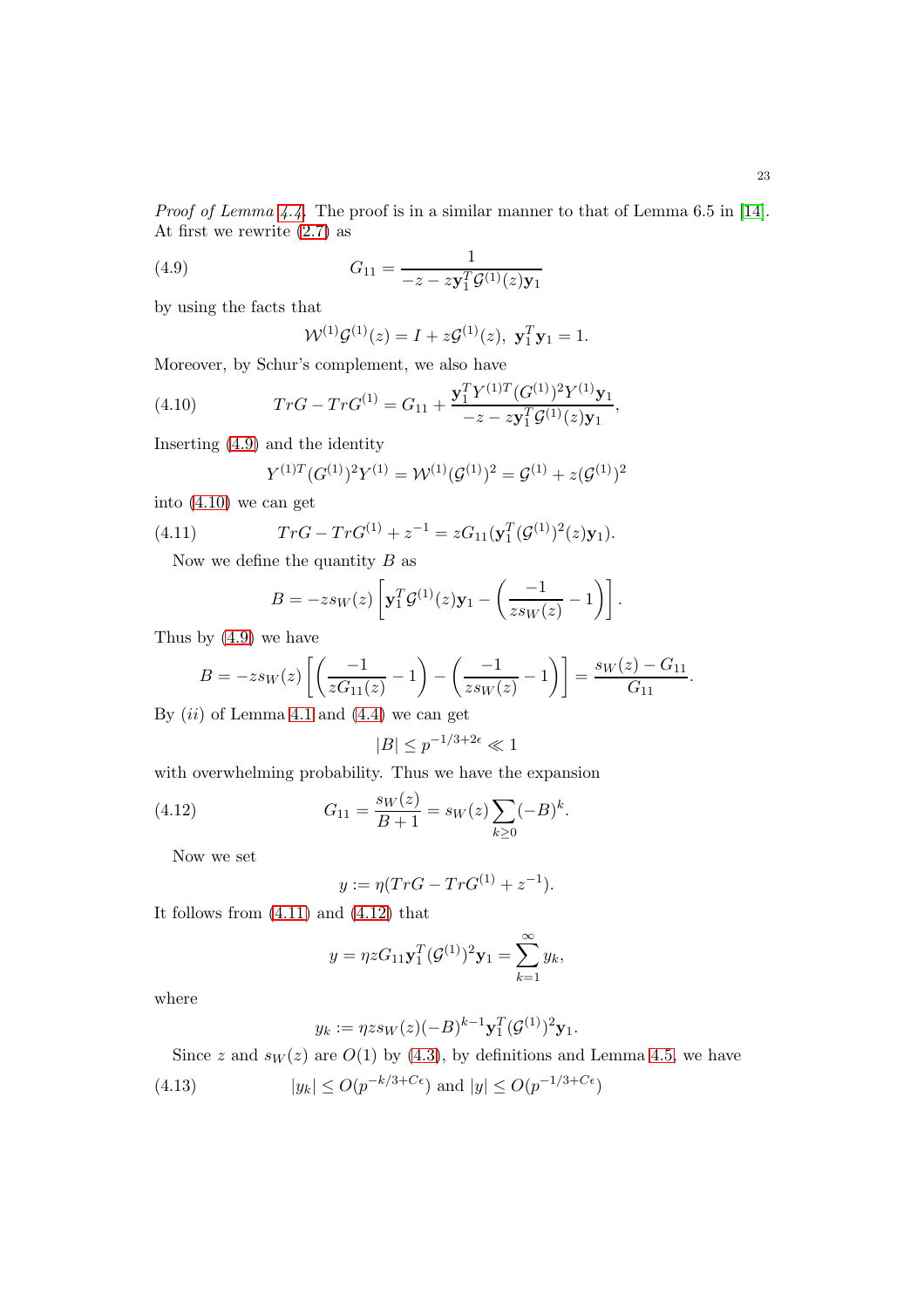*Proof of Lemma 4.4.* The proof is in a similar manner to that of Lemma 6.5 in [14]. At first we rewrite (2.7) as

$$G_{11} = \frac{1}{-z - z\mathbf{y}_1^T \mathcal{G}^{(1)}(z)\mathbf{y}_1} \tag{4.9}$$

by using the facts that

$$\mathcal{W}^{(1)}\mathcal{G}^{(1)}(z) = I + z\mathcal{G}^{(1)}(z),\ \mathbf{y}_1^T\mathbf{y}_1 = 1.$$

Moreover, by Schur's complement, we also have

$$TrG - TrG^{(1)} = G_{11} + \frac{\mathbf{y}_1^T Y^{(1)T}(G^{(1)})^2 Y^{(1)}\mathbf{y}_1}{-z - z\mathbf{y}_1^T \mathcal{G}^{(1)}(z)\mathbf{y}_1}, \tag{4.10}$$

Inserting (4.9) and the identity

$$Y^{(1)T}(G^{(1)})^2 Y^{(1)} = \mathcal{W}^{(1)}(\mathcal{G}^{(1)})^2 = \mathcal{G}^{(1)} + z(\mathcal{G}^{(1)})^2$$

into (4.10) we can get

$$TrG - TrG^{(1)} + z^{-1} = zG_{11}(\mathbf{y}_1^T(\mathcal{G}^{(1)})^2(z)\mathbf{y}_1). \tag{4.11}$$

Now we define the quantity $B$ as

$$B = -zs_W(z)\left[\mathbf{y}_1^T\mathcal{G}^{(1)}(z)\mathbf{y}_1 - \left(\frac{-1}{zs_W(z)} - 1\right)\right].$$

Thus by (4.9) we have

$$B = -zs_W(z)\left[\left(\frac{-1}{zG_{11}(z)} - 1\right) - \left(\frac{-1}{zs_W(z)} - 1\right)\right] = \frac{s_W(z) - G_{11}}{G_{11}}.$$

By $(ii)$ of Lemma 4.1 and (4.4) we can get

$$|B| \leq p^{-1/3+2\epsilon} \ll 1$$

with overwhelming probability. Thus we have the expansion

$$G_{11} = \frac{s_W(z)}{B+1} = s_W(z)\sum_{k\geq 0}(-B)^k. \tag{4.12}$$

Now we set

$$y := \eta(TrG - TrG^{(1)} + z^{-1}).$$

It follows from (4.11) and (4.12) that

$$y = \eta z G_{11}\mathbf{y}_1^T(\mathcal{G}^{(1)})^2\mathbf{y}_1 = \sum_{k=1}^{\infty} y_k,$$

where

$$y_k := \eta z s_W(z)(-B)^{k-1}\mathbf{y}_1^T(\mathcal{G}^{(1)})^2\mathbf{y}_1.$$

Since $z$ and $s_W(z)$ are $O(1)$ by (4.3), by definitions and Lemma 4.5, we have

$$|y_k| \leq O(p^{-k/3+C\epsilon}) \text{ and } |y| \leq O(p^{-1/3+C\epsilon}) \tag{4.13}$$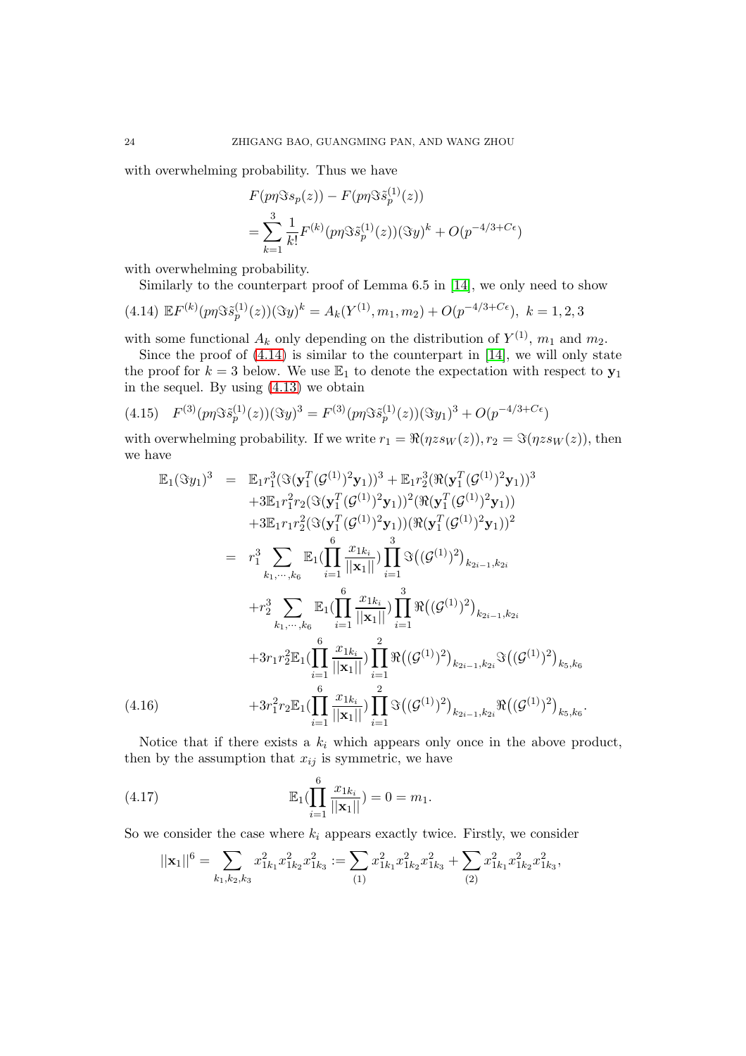with overwhelming probability. Thus we have

$$
\begin{aligned}
&F(p\eta\Im s_p(z)) - F(p\eta\Im\tilde{s}_p^{(1)}(z)) \\
&= \sum_{k=1}^{3} \frac{1}{k!} F^{(k)}(p\eta\Im\tilde{s}_p^{(1)}(z))(\Im y)^k + O(p^{-4/3+C\epsilon})
\end{aligned}
$$

with overwhelming probability.

Similarly to the counterpart proof of Lemma 6.5 in [14], we only need to show

$$
\mathbb{E}F^{(k)}(p\eta\Im\tilde{s}_p^{(1)}(z))(\Im y)^k = A_k(Y^{(1)}, m_1, m_2) + O(p^{-4/3+C\epsilon}), \ k = 1, 2, 3 \tag{4.14}
$$

with some functional $A_k$ only depending on the distribution of $Y^{(1)}$, $m_1$ and $m_2$.

Since the proof of (4.14) is similar to the counterpart in [14], we will only state the proof for $k = 3$ below. We use $\mathbb{E}_1$ to denote the expectation with respect to $\mathbf{y}_1$ in the sequel. By using (4.13) we obtain

$$
F^{(3)}(p\eta\Im\tilde{s}_p^{(1)}(z))(\Im y)^3 = F^{(3)}(p\eta\Im\tilde{s}_p^{(1)}(z))(\Im y_1)^3 + O(p^{-4/3+C\epsilon}) \tag{4.15}
$$

with overwhelming probability. If we write $r_1 = \Re(\eta z s_W(z)), r_2 = \Im(\eta z s_W(z))$, then we have

$$
\begin{aligned}
\mathbb{E}_1(\Im y_1)^3 &= \mathbb{E}_1 r_1^3 (\Im(\mathbf{y}_1^T(\mathcal{G}^{(1)})^2\mathbf{y}_1))^3 + \mathbb{E}_1 r_2^3 (\Re(\mathbf{y}_1^T(\mathcal{G}^{(1)})^2\mathbf{y}_1))^3 \\
&\quad + 3\mathbb{E}_1 r_1^2 r_2 (\Im(\mathbf{y}_1^T(\mathcal{G}^{(1)})^2\mathbf{y}_1))^2 (\Re(\mathbf{y}_1^T(\mathcal{G}^{(1)})^2\mathbf{y}_1)) \\
&\quad + 3\mathbb{E}_1 r_1 r_2^2 (\Im(\mathbf{y}_1^T(\mathcal{G}^{(1)})^2\mathbf{y}_1))(\Re(\mathbf{y}_1^T(\mathcal{G}^{(1)})^2\mathbf{y}_1))^2 \\
&= r_1^3 \sum_{k_1,\cdots,k_6} \mathbb{E}_1\Big(\prod_{i=1}^{6} \frac{x_{1k_i}}{||\mathbf{x}_1||}\Big) \prod_{i=1}^{3} \Im\big((\mathcal{G}^{(1)})^2\big)_{k_{2i-1},k_{2i}} \\
&\quad + r_2^3 \sum_{k_1,\cdots,k_6} \mathbb{E}_1\Big(\prod_{i=1}^{6} \frac{x_{1k_i}}{||\mathbf{x}_1||}\Big) \prod_{i=1}^{3} \Re\big((\mathcal{G}^{(1)})^2\big)_{k_{2i-1},k_{2i}} \\
&\quad + 3r_1 r_2^2 \mathbb{E}_1\Big(\prod_{i=1}^{6} \frac{x_{1k_i}}{||\mathbf{x}_1||}\Big) \prod_{i=1}^{2} \Re\big((\mathcal{G}^{(1)})^2\big)_{k_{2i-1},k_{2i}} \Im\big((\mathcal{G}^{(1)})^2\big)_{k_5,k_6} \\
&\quad + 3r_1^2 r_2 \mathbb{E}_1\Big(\prod_{i=1}^{6} \frac{x_{1k_i}}{||\mathbf{x}_1||}\Big) \prod_{i=1}^{2} \Im\big((\mathcal{G}^{(1)})^2\big)_{k_{2i-1},k_{2i}} \Re\big((\mathcal{G}^{(1)})^2\big)_{k_5,k_6}.
\end{aligned}
\tag{4.16}
$$

Notice that if there exists a $k_i$ which appears only once in the above product, then by the assumption that $x_{ij}$ is symmetric, we have

$$
\mathbb{E}_1\Big(\prod_{i=1}^{6} \frac{x_{1k_i}}{||\mathbf{x}_1||}\Big) = 0 = m_1. \tag{4.17}
$$

So we consider the case where $k_i$ appears exactly twice. Firstly, we consider

$$
||\mathbf{x}_1||^6 = \sum_{k_1,k_2,k_3} x_{1k_1}^2 x_{1k_2}^2 x_{1k_3}^2 := \sum_{(1)} x_{1k_1}^2 x_{1k_2}^2 x_{1k_3}^2 + \sum_{(2)} x_{1k_1}^2 x_{1k_2}^2 x_{1k_3}^2,
$$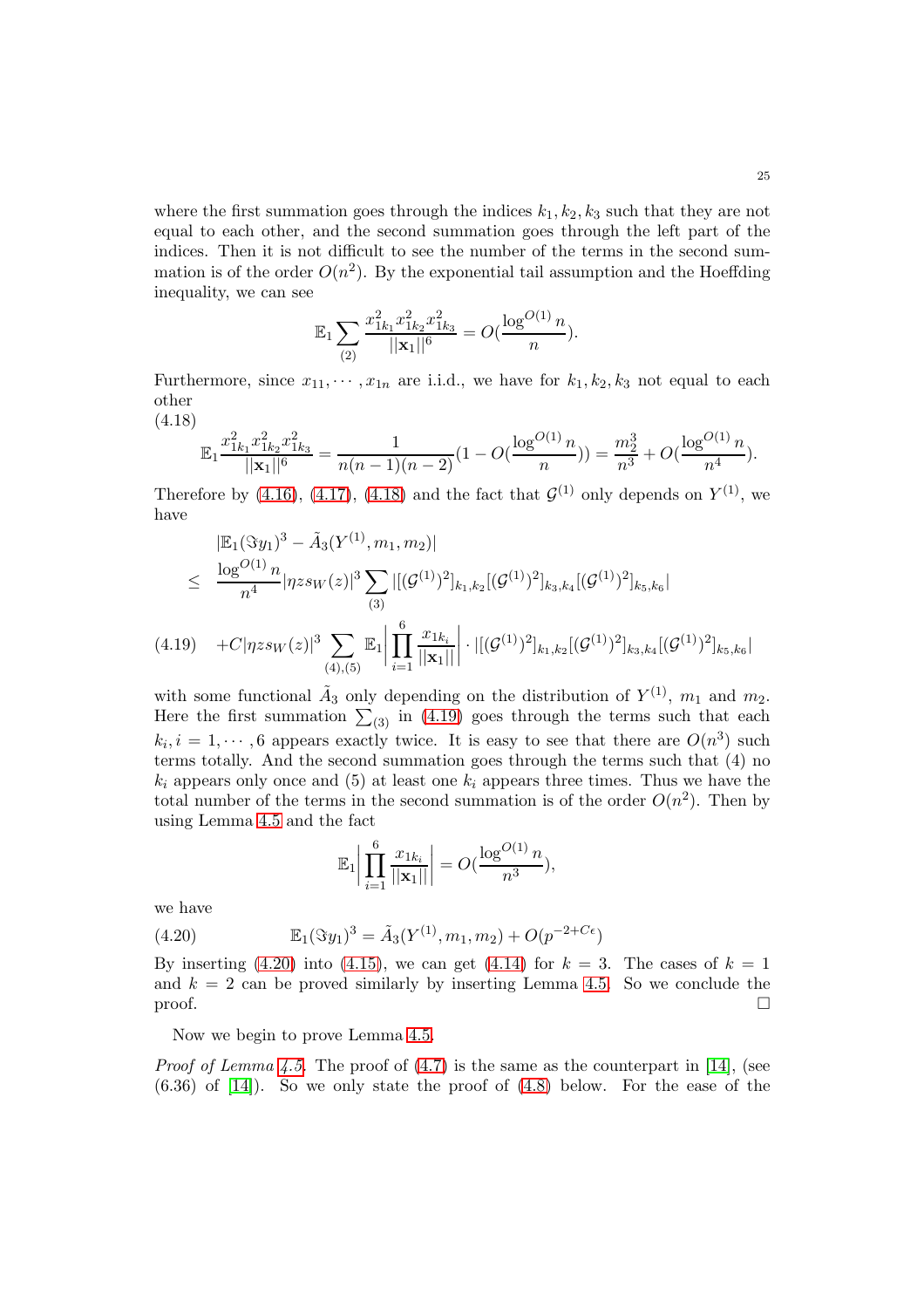where the first summation goes through the indices $k_1, k_2, k_3$ such that they are not equal to each other, and the second summation goes through the left part of the indices. Then it is not difficult to see the number of the terms in the second summation is of the order $O(n^2)$. By the exponential tail assumption and the Hoeffding inequality, we can see

$$\mathbb{E}_1 \sum_{(2)} \frac{x_{1k_1}^2 x_{1k_2}^2 x_{1k_3}^2}{||\mathbf{x}_1||^6} = O(\frac{\log^{O(1)} n}{n}).$$

Furthermore, since $x_{11}, \cdots, x_{1n}$ are i.i.d., we have for $k_1, k_2, k_3$ not equal to each other

$$\mathbb{E}_1 \frac{x_{1k_1}^2 x_{1k_2}^2 x_{1k_3}^2}{||\mathbf{x}_1||^6} = \frac{1}{n(n-1)(n-2)}(1 - O(\frac{\log^{O(1)} n}{n})) = \frac{m_2^3}{n^3} + O(\frac{\log^{O(1)} n}{n^4}). \tag{4.18}$$

Therefore by (4.16), (4.17), (4.18) and the fact that $\mathcal{G}^{(1)}$ only depends on $Y^{(1)}$, we have

$$\begin{aligned}
& |\mathbb{E}_1(\Im y_1)^3 - \tilde{A}_3(Y^{(1)}, m_1, m_2)| \\
\leq \; & \frac{\log^{O(1)} n}{n^4} |\eta z s_W(z)|^3 \sum_{(3)} |[(\mathcal{G}^{(1)})^2]_{k_1,k_2}[(\mathcal{G}^{(1)})^2]_{k_3,k_4}[(\mathcal{G}^{(1)})^2]_{k_5,k_6}| \\
& + C|\eta z s_W(z)|^3 \sum_{(4),(5)} \mathbb{E}_1 \left| \prod_{i=1}^{6} \frac{x_{1k_i}}{||\mathbf{x}_1||} \right| \cdot |[(\mathcal{G}^{(1)})^2]_{k_1,k_2}[(\mathcal{G}^{(1)})^2]_{k_3,k_4}[(\mathcal{G}^{(1)})^2]_{k_5,k_6}|
\end{aligned} \tag{4.19}$$

with some functional $\tilde{A}_3$ only depending on the distribution of $Y^{(1)}$, $m_1$ and $m_2$. Here the first summation $\sum_{(3)}$ in (4.19) goes through the terms such that each $k_i, i = 1, \cdots, 6$ appears exactly twice. It is easy to see that there are $O(n^3)$ such terms totally. And the second summation goes through the terms such that (4) no $k_i$ appears only once and (5) at least one $k_i$ appears three times. Thus we have the total number of the terms in the second summation is of the order $O(n^2)$. Then by using Lemma 4.5 and the fact

$$\mathbb{E}_1 \left| \prod_{i=1}^{6} \frac{x_{1k_i}}{||\mathbf{x}_1||} \right| = O(\frac{\log^{O(1)} n}{n^3}),$$

we have

$$\mathbb{E}_1(\Im y_1)^3 = \tilde{A}_3(Y^{(1)}, m_1, m_2) + O(p^{-2+C\epsilon}) \tag{4.20}$$

By inserting (4.20) into (4.15), we can get (4.14) for $k = 3$. The cases of $k = 1$ and $k = 2$ can be proved similarly by inserting Lemma 4.5. So we conclude the proof. □

Now we begin to prove Lemma 4.5.

*Proof of Lemma 4.5.* The proof of (4.7) is the same as the counterpart in [14], (see (6.36) of [14]). So we only state the proof of (4.8) below. For the ease of the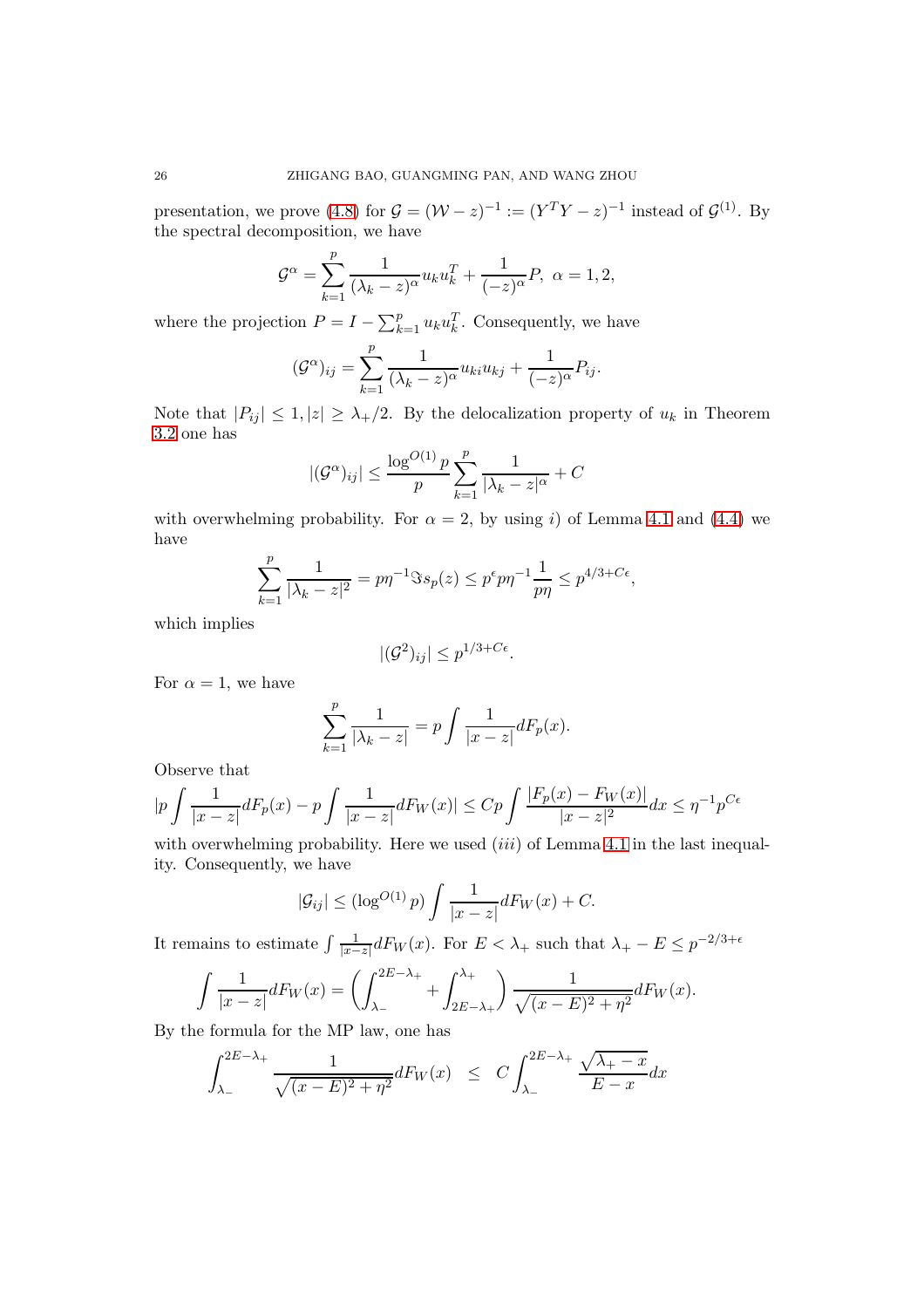presentation, we prove (4.8) for $\mathcal{G} = (\mathcal{W} - z)^{-1} := (Y^T Y - z)^{-1}$ instead of $\mathcal{G}^{(1)}$. By the spectral decomposition, we have

$$\mathcal{G}^{\alpha} = \sum_{k=1}^{p} \frac{1}{(\lambda_k - z)^{\alpha}} u_k u_k^T + \frac{1}{(-z)^{\alpha}} P, \ \alpha = 1, 2,$$

where the projection $P = I - \sum_{k=1}^{p} u_k u_k^T$. Consequently, we have

$$(\mathcal{G}^{\alpha})_{ij} = \sum_{k=1}^{p} \frac{1}{(\lambda_k - z)^{\alpha}} u_{ki} u_{kj} + \frac{1}{(-z)^{\alpha}} P_{ij}.$$

Note that $|P_{ij}| \leq 1, |z| \geq \lambda_+/2$. By the delocalization property of $u_k$ in Theorem 3.2 one has

$$|(\mathcal{G}^{\alpha})_{ij}| \leq \frac{\log^{O(1)} p}{p} \sum_{k=1}^{p} \frac{1}{|\lambda_k - z|^{\alpha}} + C$$

with overwhelming probability. For $\alpha = 2$, by using $i)$ of Lemma 4.1 and (4.4) we have

$$\sum_{k=1}^{p} \frac{1}{|\lambda_k - z|^2} = p\eta^{-1} \Im s_p(z) \leq p^{\epsilon} p \eta^{-1} \frac{1}{p\eta} \leq p^{4/3 + C\epsilon},$$

which implies

$$|(\mathcal{G}^2)_{ij}| \leq p^{1/3 + C\epsilon}.$$

For $\alpha = 1$, we have

$$\sum_{k=1}^{p} \frac{1}{|\lambda_k - z|} = p \int \frac{1}{|x - z|} dF_p(x).$$

Observe that

$$|p \int \frac{1}{|x - z|} dF_p(x) - p \int \frac{1}{|x - z|} dF_W(x)| \leq Cp \int \frac{|F_p(x) - F_W(x)|}{|x - z|^2} dx \leq \eta^{-1} p^{C\epsilon}$$

with overwhelming probability. Here we used $(iii)$ of Lemma 4.1 in the last inequality. Consequently, we have

$$|\mathcal{G}_{ij}| \leq (\log^{O(1)} p) \int \frac{1}{|x - z|} dF_W(x) + C.$$

It remains to estimate $\int \frac{1}{|x-z|} dF_W(x)$. For $E < \lambda_+$ such that $\lambda_+ - E \leq p^{-2/3+\epsilon}$

$$\int \frac{1}{|x - z|} dF_W(x) = \left( \int_{\lambda_-}^{2E - \lambda_+} + \int_{2E - \lambda_+}^{\lambda_+} \right) \frac{1}{\sqrt{(x - E)^2 + \eta^2}} dF_W(x).$$

By the formula for the MP law, one has

$$\int_{\lambda_-}^{2E - \lambda_+} \frac{1}{\sqrt{(x - E)^2 + \eta^2}} dF_W(x) \quad \leq \quad C \int_{\lambda_-}^{2E - \lambda_+} \frac{\sqrt{\lambda_+ - x}}{E - x} dx$$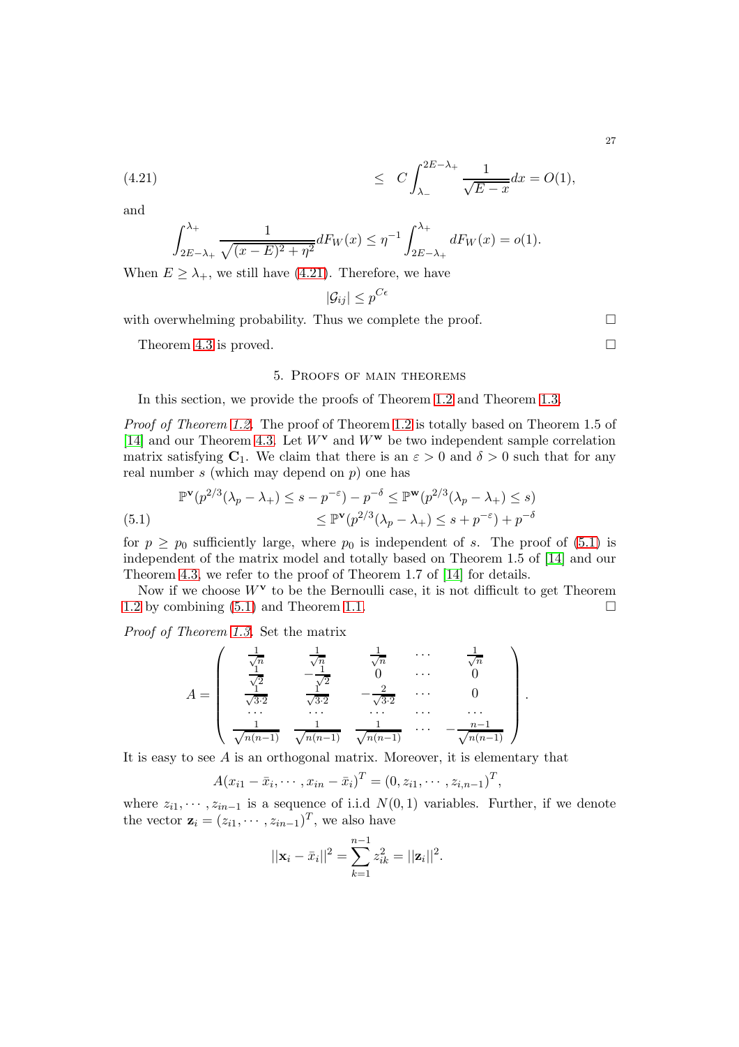$$\leq \quad C\int_{\lambda_-}^{2E-\lambda_+} \frac{1}{\sqrt{E-x}}dx = O(1), \tag{4.21}$$

and

$$\int_{2E-\lambda_+}^{\lambda_+} \frac{1}{\sqrt{(x-E)^2+\eta^2}}dF_W(x) \leq \eta^{-1}\int_{2E-\lambda_+}^{\lambda_+} dF_W(x) = o(1).$$

When $E \geq \lambda_+$, we still have (4.21). Therefore, we have

$$|\mathcal{G}_{ij}| \leq p^{C\epsilon}$$

with overwhelming probability. Thus we complete the proof. □

Theorem 4.3 is proved. □

## 5. Proofs of main theorems

In this section, we provide the proofs of Theorem 1.2 and Theorem 1.3.

*Proof of Theorem 1.2.* The proof of Theorem 1.2 is totally based on Theorem 1.5 of [14] and our Theorem 4.3. Let $W^{\mathbf{v}}$ and $W^{\mathbf{w}}$ be two independent sample correlation matrix satisfying $\mathbf{C}_1$. We claim that there is an $\varepsilon > 0$ and $\delta > 0$ such that for any real number $s$ (which may depend on $p$) one has

$$\begin{aligned}\mathbb{P}^{\mathbf{v}}(p^{2/3}(\lambda_p-\lambda_+) \leq s - p^{-\varepsilon}) - p^{-\delta} &\leq \mathbb{P}^{\mathbf{w}}(p^{2/3}(\lambda_p-\lambda_+) \leq s) \\ &\leq \mathbb{P}^{\mathbf{v}}(p^{2/3}(\lambda_p-\lambda_+) \leq s + p^{-\varepsilon}) + p^{-\delta}\end{aligned} \tag{5.1}$$

for $p \geq p_0$ sufficiently large, where $p_0$ is independent of $s$. The proof of (5.1) is independent of the matrix model and totally based on Theorem 1.5 of [14] and our Theorem 4.3, we refer to the proof of Theorem 1.7 of [14] for details.

Now if we choose $W^{\mathbf{v}}$ to be the Bernoulli case, it is not difficult to get Theorem 1.2 by combining (5.1) and Theorem 1.1. □

*Proof of Theorem 1.3.* Set the matrix

$$A = \begin{pmatrix} \frac{1}{\sqrt{n}} & \frac{1}{\sqrt{n}} & \frac{1}{\sqrt{n}} & \cdots & \frac{1}{\sqrt{n}} \\ \frac{1}{\sqrt{2}} & -\frac{1}{\sqrt{2}} & 0 & \cdots & 0 \\ \frac{1}{\sqrt{3\cdot 2}} & \frac{1}{\sqrt{3\cdot 2}} & -\frac{2}{\sqrt{3\cdot 2}} & \cdots & 0 \\ \cdots & \cdots & \cdots & \cdots & \cdots \\ \frac{1}{\sqrt{n(n-1)}} & \frac{1}{\sqrt{n(n-1)}} & \frac{1}{\sqrt{n(n-1)}} & \cdots & -\frac{n-1}{\sqrt{n(n-1)}} \end{pmatrix}.$$

It is easy to see $A$ is an orthogonal matrix. Moreover, it is elementary that

$$A(x_{i1}-\bar{x}_i, \cdots, x_{in}-\bar{x}_i)^T = (0, z_{i1}, \cdots, z_{i,n-1})^T,$$

where $z_{i1}, \cdots, z_{in-1}$ is a sequence of i.i.d $N(0,1)$ variables. Further, if we denote the vector $\mathbf{z}_i = (z_{i1}, \cdots, z_{in-1})^T$, we also have

$$||\mathbf{x}_i - \bar{x}_i||^2 = \sum_{k=1}^{n-1} z_{ik}^2 = ||\mathbf{z}_i||^2.$$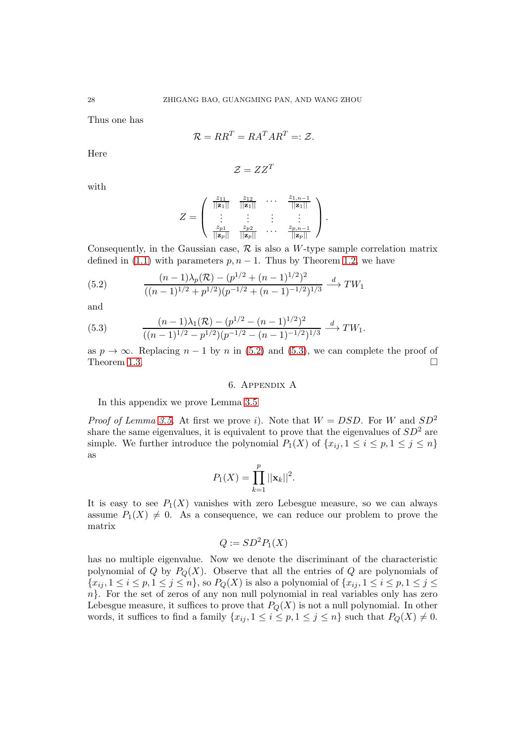Thus one has

$$\mathcal{R} = RR^T = RA^T AR^T =: \mathcal{Z}.$$

Here

$$\mathcal{Z} = ZZ^T$$

with

$$Z = \left( \begin{array}{cccc} \frac{z_{11}}{||\mathbf{z}_1||} & \frac{z_{12}}{||\mathbf{z}_1||} & \cdots & \frac{z_{1,n-1}}{||\mathbf{z}_1||} \\ \vdots & \vdots & \vdots & \vdots \\ \frac{z_{p1}}{||\mathbf{z}_p||} & \frac{z_{p2}}{||\mathbf{z}_p||} & \cdots & \frac{z_{p,n-1}}{||\mathbf{z}_p||} \end{array} \right).$$

Consequently, in the Gaussian case, $\mathcal{R}$ is also a $W$-type sample correlation matrix defined in (1.1) with parameters $p, n-1$. Thus by Theorem 1.2, we have

$$\frac{(n-1)\lambda_p(\mathcal{R}) - (p^{1/2} + (n-1)^{1/2})^2}{((n-1)^{1/2} + p^{1/2})(p^{-1/2} + (n-1)^{-1/2})^{1/3}} \xrightarrow{d} TW_1 \tag{5.2}$$

and

$$\frac{(n-1)\lambda_1(\mathcal{R}) - (p^{1/2} - (n-1)^{1/2})^2}{((n-1)^{1/2} - p^{1/2})(p^{-1/2} - (n-1)^{-1/2})^{1/3}} \xrightarrow{d} TW_1. \tag{5.3}$$

as $p \to \infty$. Replacing $n-1$ by $n$ in (5.2) and (5.3), we can complete the proof of Theorem 1.3. $\square$

## 6. Appendix A

In this appendix we prove Lemma 3.5

*Proof of Lemma 3.5.* At first we prove $i$). Note that $W = DSD$. For $W$ and $SD^2$ share the same eigenvalues, it is equivalent to prove that the eigenvalues of $SD^2$ are simple. We further introduce the polynomial $P_1(X)$ of $\{x_{ij}, 1 \leq i \leq p, 1 \leq j \leq n\}$ as

$$P_1(X) = \prod_{k=1}^{p} ||\mathbf{x}_k||^2.$$

It is easy to see $P_1(X)$ vanishes with zero Lebesgue measure, so we can always assume $P_1(X) \neq 0$. As a consequence, we can reduce our problem to prove the matrix

$$Q := SD^2 P_1(X)$$

has no multiple eigenvalue. Now we denote the discriminant of the characteristic polynomial of $Q$ by $P_Q(X)$. Observe that all the entries of $Q$ are polynomials of $\{x_{ij}, 1 \leq i \leq p, 1 \leq j \leq n\}$, so $P_Q(X)$ is also a polynomial of $\{x_{ij}, 1 \leq i \leq p, 1 \leq j \leq n\}$. For the set of zeros of any non null polynomial in real variables only has zero Lebesgue measure, it suffices to prove that $P_Q(X)$ is not a null polynomial. In other words, it suffices to find a family $\{x_{ij}, 1 \leq i \leq p, 1 \leq j \leq n\}$ such that $P_Q(X) \neq 0$.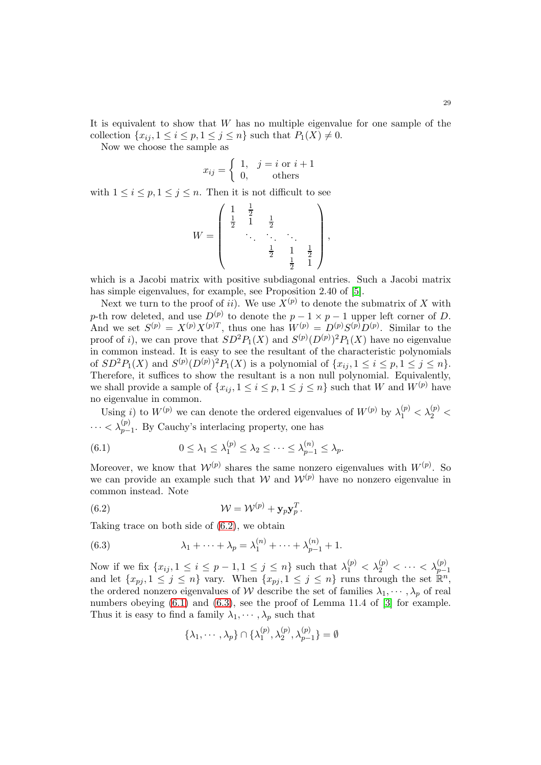It is equivalent to show that $W$ has no multiple eigenvalue for one sample of the collection $\{x_{ij}, 1 \leq i \leq p, 1 \leq j \leq n\}$ such that $P_1(X) \neq 0$.

Now we choose the sample as

$$x_{ij} = \begin{cases} 1, & j = i \text{ or } i+1 \\ 0, & \text{others} \end{cases}$$

with $1 \leq i \leq p, 1 \leq j \leq n$. Then it is not difficult to see

$$W = \begin{pmatrix} 1 & \frac{1}{2} & & & \\ \frac{1}{2} & 1 & \frac{1}{2} & & \\ & \ddots & \ddots & \ddots & \\ & & \frac{1}{2} & 1 & \frac{1}{2} \\ & & & \frac{1}{2} & 1 \end{pmatrix},$$

which is a Jacobi matrix with positive subdiagonal entries. Such a Jacobi matrix has simple eigenvalues, for example, see Proposition 2.40 of [5].

Next we turn to the proof of $ii)$. We use $X^{(p)}$ to denote the submatrix of $X$ with $p$-th row deleted, and use $D^{(p)}$ to denote the $p-1 \times p-1$ upper left corner of $D$. And we set $S^{(p)} = X^{(p)}X^{(p)T}$, thus one has $W^{(p)} = D^{(p)}S^{(p)}D^{(p)}$. Similar to the proof of $i)$, we can prove that $SD^2P_1(X)$ and $S^{(p)}(D^{(p)})^2P_1(X)$ have no eigenvalue in common instead. It is easy to see the resultant of the characteristic polynomials of $SD^2P_1(X)$ and $S^{(p)}(D^{(p)})^2P_1(X)$ is a polynomial of $\{x_{ij}, 1 \leq i \leq p, 1 \leq j \leq n\}$. Therefore, it suffices to show the resultant is a non null polynomial. Equivalently, we shall provide a sample of $\{x_{ij}, 1 \leq i \leq p, 1 \leq j \leq n\}$ such that $W$ and $W^{(p)}$ have no eigenvalue in common.

Using $i)$ to $W^{(p)}$ we can denote the ordered eigenvalues of $W^{(p)}$ by $\lambda_1^{(p)} < \lambda_2^{(p)} < \cdots < \lambda_{p-1}^{(p)}$. By Cauchy's interlacing property, one has

$$0 \leq \lambda_1 \leq \lambda_1^{(p)} \leq \lambda_2 \leq \cdots \leq \lambda_{p-1}^{(n)} \leq \lambda_p. \tag{6.1}$$

Moreover, we know that $\mathcal{W}^{(p)}$ shares the same nonzero eigenvalues with $W^{(p)}$. So we can provide an example such that $\mathcal{W}$ and $\mathcal{W}^{(p)}$ have no nonzero eigenvalue in common instead. Note

$$\mathcal{W} = \mathcal{W}^{(p)} + \mathbf{y}_p\mathbf{y}_p^T. \tag{6.2}$$

Taking trace on both side of (6.2), we obtain

$$\lambda_1 + \cdots + \lambda_p = \lambda_1^{(n)} + \cdots + \lambda_{p-1}^{(n)} + 1. \tag{6.3}$$

Now if we fix $\{x_{ij}, 1 \leq i \leq p-1, 1 \leq j \leq n\}$ such that $\lambda_1^{(p)} < \lambda_2^{(p)} < \cdots < \lambda_{p-1}^{(p)}$ and let $\{x_{pj}, 1 \leq j \leq n\}$ vary. When $\{x_{pj}, 1 \leq j \leq n\}$ runs through the set $\mathbb{R}^n$, the ordered nonzero eigenvalues of $\mathcal{W}$ describe the set of families $\lambda_1, \cdots, \lambda_p$ of real numbers obeying (6.1) and (6.3), see the proof of Lemma 11.4 of [3] for example. Thus it is easy to find a family $\lambda_1, \cdots, \lambda_p$ such that

$$\{\lambda_1, \cdots, \lambda_p\} \cap \{\lambda_1^{(p)}, \lambda_2^{(p)}, \lambda_{p-1}^{(p)}\} = \emptyset$$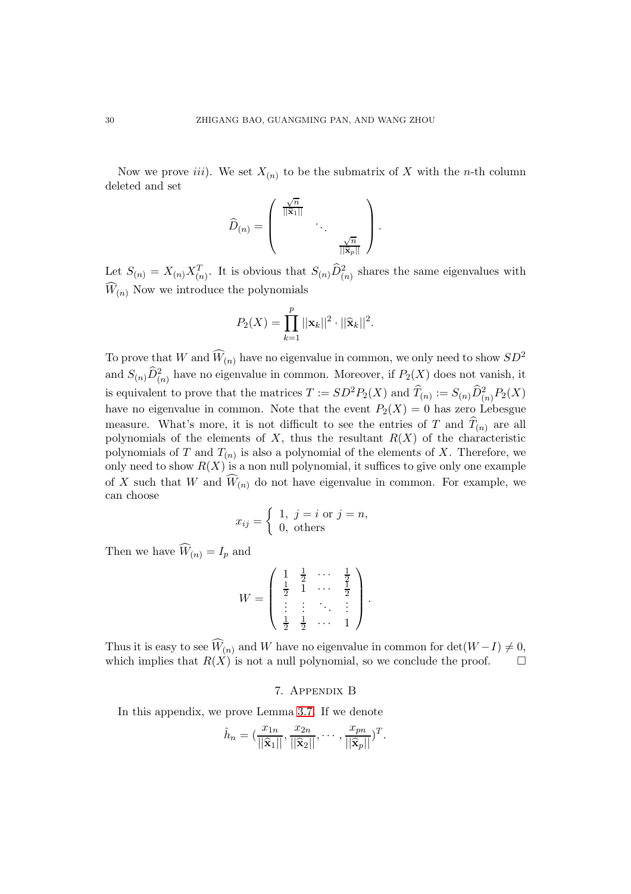Now we prove *iii*). We set $X_{(n)}$ to be the submatrix of $X$ with the $n$-th column deleted and set

$$\widehat{D}_{(n)} = \begin{pmatrix} \frac{\sqrt{n}}{||\widehat{\mathbf{x}}_1||} & & \\ & \ddots & \\ & & \frac{\sqrt{n}}{||\widehat{\mathbf{x}}_p||} \end{pmatrix}.$$

Let $S_{(n)} = X_{(n)}X_{(n)}^T$. It is obvious that $S_{(n)}\widehat{D}_{(n)}^2$ shares the same eigenvalues with $\widehat{W}_{(n)}$ Now we introduce the polynomials

$$P_2(X) = \prod_{k=1}^{p} ||\mathbf{x}_k||^2 \cdot ||\widehat{\mathbf{x}}_k||^2.$$

To prove that $W$ and $\widehat{W}_{(n)}$ have no eigenvalue in common, we only need to show $SD^2$ and $S_{(n)}\widehat{D}_{(n)}^2$ have no eigenvalue in common. Moreover, if $P_2(X)$ does not vanish, it is equivalent to prove that the matrices $T := SD^2P_2(X)$ and $\widehat{T}_{(n)} := S_{(n)}\widehat{D}_{(n)}^2P_2(X)$ have no eigenvalue in common. Note that the event $P_2(X) = 0$ has zero Lebesgue measure. What's more, it is not difficult to see the entries of $T$ and $\widehat{T}_{(n)}$ are all polynomials of the elements of $X$, thus the resultant $R(X)$ of the characteristic polynomials of $T$ and $T_{(n)}$ is also a polynomial of the elements of $X$. Therefore, we only need to show $R(X)$ is a non null polynomial, it suffices to give only one example of $X$ such that $W$ and $\widehat{W}_{(n)}$ do not have eigenvalue in common. For example, we can choose

$$x_{ij} = \begin{cases} 1, & j = i \text{ or } j = n, \\ 0, & \text{others} \end{cases}$$

Then we have $\widehat{W}_{(n)} = I_p$ and

$$W = \begin{pmatrix} 1 & \frac{1}{2} & \cdots & \frac{1}{2} \\ \frac{1}{2} & 1 & \cdots & \frac{1}{2} \\ \vdots & \vdots & \ddots & \vdots \\ \frac{1}{2} & \frac{1}{2} & \cdots & 1 \end{pmatrix}.$$

Thus it is easy to see $\widehat{W}_{(n)}$ and $W$ have no eigenvalue in common for $\det(W - I) \neq 0$, which implies that $R(X)$ is not a null polynomial, so we conclude the proof. $\square$

## 7. Appendix B

In this appendix, we prove Lemma 3.7. If we denote

$$\hat{h}_n = (\frac{x_{1n}}{||\widehat{\mathbf{x}}_1||}, \frac{x_{2n}}{||\widehat{\mathbf{x}}_2||}, \cdots, \frac{x_{pn}}{||\widehat{\mathbf{x}}_p||})^T.$$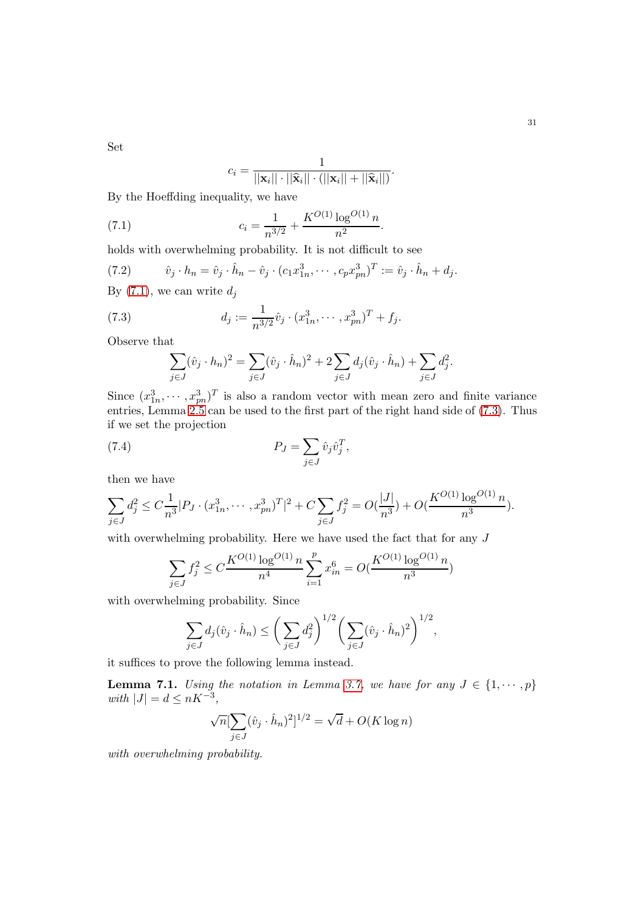Set

$$c_i = \frac{1}{||\mathbf{x}_i|| \cdot ||\widehat{\mathbf{x}}_i|| \cdot (||\mathbf{x}_i|| + ||\widehat{\mathbf{x}}_i||)}.$$

By the Hoeffding inequality, we have

$$c_i = \frac{1}{n^{3/2}} + \frac{K^{O(1)} \log^{O(1)} n}{n^2}. \tag{7.1}$$

holds with overwhelming probability. It is not difficult to see

$$\hat{v}_j \cdot h_n = \hat{v}_j \cdot \hat{h}_n - \hat{v}_j \cdot (c_1 x_{1n}^3, \cdots, c_p x_{pn}^3)^T := \hat{v}_j \cdot \hat{h}_n + d_j. \tag{7.2}$$

By (7.1), we can write $d_j$

$$d_j := \frac{1}{n^{3/2}} \hat{v}_j \cdot (x_{1n}^3, \cdots, x_{pn}^3)^T + f_j. \tag{7.3}$$

Observe that

$$\sum_{j \in J} (\hat{v}_j \cdot h_n)^2 = \sum_{j \in J} (\hat{v}_j \cdot \hat{h}_n)^2 + 2 \sum_{j \in J} d_j (\hat{v}_j \cdot \hat{h}_n) + \sum_{j \in J} d_j^2.$$

Since $(x_{1n}^3, \cdots, x_{pn}^3)^T$ is also a random vector with mean zero and finite variance entries, Lemma 2.5 can be used to the first part of the right hand side of (7.3). Thus if we set the projection

$$P_J = \sum_{j \in J} \hat{v}_j \hat{v}_j^T, \tag{7.4}$$

then we have

$$\sum_{j \in J} d_j^2 \le C \frac{1}{n^3} |P_J \cdot (x_{1n}^3, \cdots, x_{pn}^3)^T|^2 + C \sum_{j \in J} f_j^2 = O(\frac{|J|}{n^3}) + O(\frac{K^{O(1)} \log^{O(1)} n}{n^3}).$$

with overwhelming probability. Here we have used the fact that for any $J$

$$\sum_{j \in J} f_j^2 \le C \frac{K^{O(1)} \log^{O(1)} n}{n^4} \sum_{i=1}^{p} x_{in}^6 = O(\frac{K^{O(1)} \log^{O(1)} n}{n^3})$$

with overwhelming probability. Since

$$\sum_{j \in J} d_j (\hat{v}_j \cdot \hat{h}_n) \le \bigg( \sum_{j \in J} d_j^2 \bigg)^{1/2} \bigg( \sum_{j \in J} (\hat{v}_j \cdot \hat{h}_n)^2 \bigg)^{1/2},$$

it suffices to prove the following lemma instead.

**Lemma 7.1.** *Using the notation in Lemma 3.7, we have for any $J \in \{1, \cdots, p\}$ with $|J| = d \le nK^{-3}$,*

$$\sqrt{n} [\sum_{j \in J} (\hat{v}_j \cdot \hat{h}_n)^2]^{1/2} = \sqrt{d} + O(K \log n)$$

*with overwhelming probability.*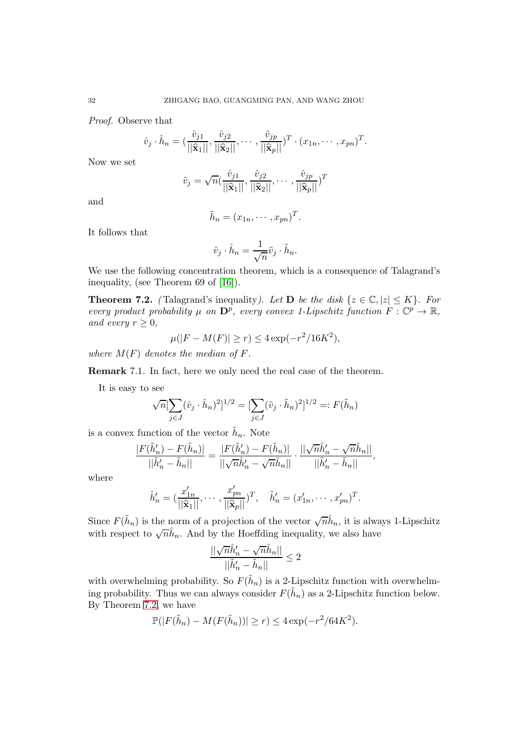*Proof.* Observe that

$$\hat{v}_j \cdot \hat{h}_n = (\frac{\hat{v}_{j1}}{||\widehat{\mathbf{x}}_1||}, \frac{\hat{v}_{j2}}{||\widehat{\mathbf{x}}_2||}, \cdots, \frac{\hat{v}_{jp}}{||\widehat{\mathbf{x}}_p||})^T \cdot (x_{1n}, \cdots, x_{pn})^T.$$

Now we set

$$\tilde{v}_j = \sqrt{n}(\frac{\hat{v}_{j1}}{||\widehat{\mathbf{x}}_1||}, \frac{\hat{v}_{j2}}{||\widehat{\mathbf{x}}_2||}, \cdots, \frac{\hat{v}_{jp}}{||\widehat{\mathbf{x}}_p||})^T$$

and

$$\tilde{h}_n = (x_{1n}, \cdots, x_{pn})^T.$$

It follows that

$$\hat{v}_j \cdot \hat{h}_n = \frac{1}{\sqrt{n}} \tilde{v}_j \cdot \tilde{h}_n.$$

We use the following concentration theorem, which is a consequence of Talagrand's inequality, (see Theorem 69 of [16]).

**Theorem 7.2.** *(*Talagrand's inequality*). Let* $\mathbf{D}$ *be the disk* $\{z \in \mathbb{C}, |z| \le K\}$*. For every product probability* $\mu$ *on* $\mathbf{D}^p$*, every convex 1-Lipschitz function* $F : \mathbb{C}^p \to \mathbb{R}$*, and every* $r \ge 0$*,*

$$\mu(|F - M(F)| \ge r) \le 4\exp(-r^2/16K^2),$$

*where* $M(F)$ *denotes the median of* $F$*.*

**Remark** 7.1. In fact, here we only need the real case of the theorem.

It is easy to see

$$\sqrt{n}[\sum_{j\in J}(\hat{v}_j \cdot \hat{h}_n)^2]^{1/2} = [\sum_{j\in J}(\tilde{v}_j \cdot \tilde{h}_n)^2]^{1/2} =: F(\tilde{h}_n)$$

is a convex function of the vector $\tilde{h}_n$. Note

$$\frac{|F(\tilde{h}'_n) - F(\tilde{h}_n)|}{||\tilde{h}'_n - \tilde{h}_n||} = \frac{|F(\tilde{h}'_n) - F(\tilde{h}_n)|}{||\sqrt{n}\hat{h}'_n - \sqrt{n}\hat{h}_n||} \cdot \frac{||\sqrt{n}\hat{h}'_n - \sqrt{n}\hat{h}_n||}{||\tilde{h}'_n - \tilde{h}_n||},$$

where

$$\hat{h}'_n = (\frac{x'_{1n}}{||\widehat{\mathbf{x}}_1||}, \cdots, \frac{x'_{pn}}{||\widehat{\mathbf{x}}_p||})^T, \quad \tilde{h}'_n = (x'_{1n}, \cdots, x'_{pn})^T.$$

Since $F(\tilde{h}_n)$ is the norm of a projection of the vector $\sqrt{n}\hat{h}_n$, it is always 1-Lipschitz with respect to $\sqrt{n}\hat{h}_n$. And by the Hoeffding inequality, we also have

$$\frac{||\sqrt{n}\hat{h}'_n - \sqrt{n}\hat{h}_n||}{||\tilde{h}'_n - \tilde{h}_n||} \le 2$$

with overwhelming probability. So $F(\tilde{h}_n)$ is a 2-Lipschitz function with overwhelming probability. Thus we can always consider $F(\tilde{h}_n)$ as a 2-Lipschitz function below. By Theorem 7.2, we have

$$\mathbb{P}(|F(\tilde{h}_n) - M(F(\tilde{h}_n))| \ge r) \le 4\exp(-r^2/64K^2).$$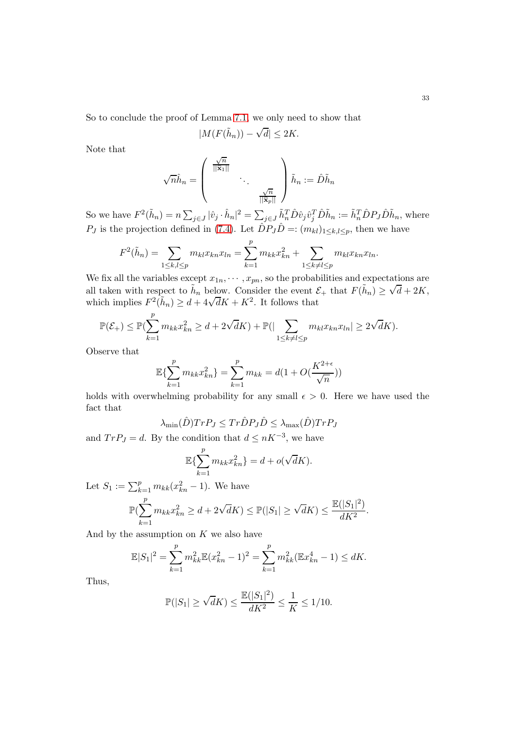So to conclude the proof of Lemma 7.1, we only need to show that

$$|M(F(\tilde{h}_n)) - \sqrt{d}| \leq 2K.$$

Note that

$$\sqrt{n}\hat{h}_n = \begin{pmatrix} \frac{\sqrt{n}}{||\mathbf{x}_1||} & & \\ & \ddots & \\ & & \frac{\sqrt{n}}{||\mathbf{x}_p||} \end{pmatrix} \tilde{h}_n := \hat{D}\tilde{h}_n$$

So we have $F^2(\tilde{h}_n) = n\sum_{j\in J} |\hat{v}_j \cdot \hat{h}_n|^2 = \sum_{j\in J} \tilde{h}_n^T \hat{D}\hat{v}_j\hat{v}_j^T \hat{D}\tilde{h}_n := \tilde{h}_n^T \hat{D} P_J \hat{D}\tilde{h}_n$, where $P_J$ is the projection defined in (7.4). Let $\hat{D}P_J\hat{D} =: (m_{kl})_{1\leq k,l\leq p}$, then we have

$$F^2(\tilde{h}_n) = \sum_{1\leq k,l\leq p} m_{kl}x_{kn}x_{ln} = \sum_{k=1}^{p} m_{kk}x_{kn}^2 + \sum_{1\leq k\neq l\leq p} m_{kl}x_{kn}x_{ln}.$$

We fix all the variables except $x_{1n}, \cdots, x_{pn}$, so the probabilities and expectations are all taken with respect to $\tilde{h}_n$ below. Consider the event $\mathcal{E}_+$ that $F(\tilde{h}_n) \geq \sqrt{d} + 2K$, which implies $F^2(\tilde{h}_n) \geq d + 4\sqrt{d}K + K^2$. It follows that

$$\mathbb{P}(\mathcal{E}_+) \leq \mathbb{P}(\sum_{k=1}^{p} m_{kk}x_{kn}^2 \geq d + 2\sqrt{d}K) + \mathbb{P}(|\sum_{1\leq k\neq l\leq p} m_{kl}x_{kn}x_{ln}| \geq 2\sqrt{d}K).$$

Observe that

$$\mathbb{E}\{\sum_{k=1}^{p} m_{kk}x_{kn}^2\} = \sum_{k=1}^{p} m_{kk} = d(1 + O(\frac{K^{2+\epsilon}}{\sqrt{n}}))$$

holds with overwhelming probability for any small $\epsilon > 0$. Here we have used the fact that

$$\lambda_{\min}(\hat{D})TrP_J \leq Tr\hat{D}P_J\hat{D} \leq \lambda_{\max}(\hat{D})TrP_J$$

and $TrP_J = d$. By the condition that $d \leq nK^{-3}$, we have

$$\mathbb{E}\{\sum_{k=1}^{p} m_{kk}x_{kn}^2\} = d + o(\sqrt{d}K).$$

Let $S_1 := \sum_{k=1}^{p} m_{kk}(x_{kn}^2 - 1)$. We have

$$\mathbb{P}(\sum_{k=1}^{p} m_{kk}x_{kn}^2 \geq d + 2\sqrt{d}K) \leq \mathbb{P}(|S_1| \geq \sqrt{d}K) \leq \frac{\mathbb{E}(|S_1|^2)}{dK^2}.$$

And by the assumption on $K$ we also have

$$\mathbb{E}|S_1|^2 = \sum_{k=1}^{p} m_{kk}^2\mathbb{E}(x_{kn}^2 - 1)^2 = \sum_{k=1}^{p} m_{kk}^2(\mathbb{E}x_{kn}^4 - 1) \leq dK.$$

Thus,

$$\mathbb{P}(|S_1| \geq \sqrt{d}K) \leq \frac{\mathbb{E}(|S_1|^2)}{dK^2} \leq \frac{1}{K} \leq 1/10.$$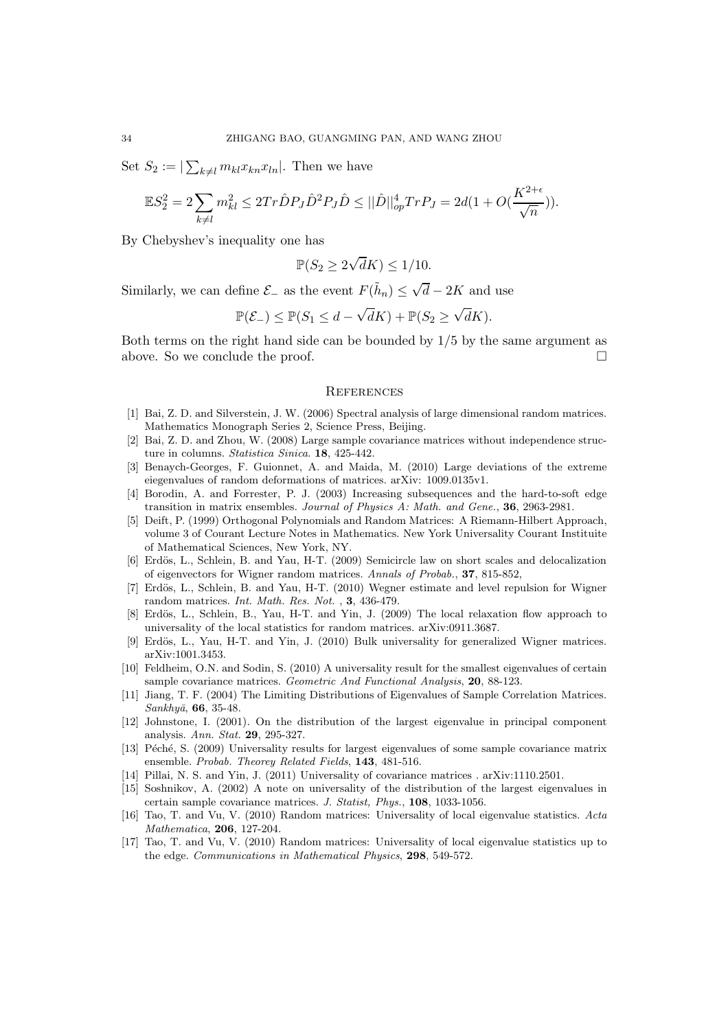Set $S_2 := |\sum_{k\neq l} m_{kl}x_{kn}x_{ln}|$. Then we have

$$\mathbb{E}S_2^2 = 2\sum_{k\neq l} m_{kl}^2 \leq 2Tr\hat{D}P_J\hat{D}^2P_J\hat{D} \leq ||\hat{D}||_{op}^4 TrP_J = 2d(1+O(\frac{K^{2+\epsilon}}{\sqrt{n}})).$$

By Chebyshev's inequality one has

$$\mathbb{P}(S_2 \geq 2\sqrt{d}K) \leq 1/10.$$

Similarly, we can define $\mathcal{E}_-$ as the event $F(\tilde{h}_n) \leq \sqrt{d} - 2K$ and use

$$\mathbb{P}(\mathcal{E}_-) \leq \mathbb{P}(S_1 \leq d - \sqrt{d}K) + \mathbb{P}(S_2 \geq \sqrt{d}K).$$

Both terms on the right hand side can be bounded by $1/5$ by the same argument as above. So we conclude the proof. $\square$

## References

[1] Bai, Z. D. and Silverstein, J. W. (2006) Spectral analysis of large dimensional random matrices. Mathematics Monograph Series 2, Science Press, Beijing.

[2] Bai, Z. D. and Zhou, W. (2008) Large sample covariance matrices without independence structure in columns. *Statistica Sinica*. **18**, 425-442.

[3] Benaych-Georges, F. Guionnet, A. and Maida, M. (2010) Large deviations of the extreme eiegenvalues of random deformations of matrices. arXiv: 1009.0135v1.

[4] Borodin, A. and Forrester, P. J. (2003) Increasing subsequences and the hard-to-soft edge transition in matrix ensembles. *Journal of Physics A: Math. and Gene.*, **36**, 2963-2981.

[5] Deift, P. (1999) Orthogonal Polynomials and Random Matrices: A Riemann-Hilbert Approach, volume 3 of Courant Lecture Notes in Mathematics. New York Universality Courant Instituite of Mathematical Sciences, New York, NY.

[6] Erdös, L., Schlein, B. and Yau, H-T. (2009) Semicircle law on short scales and delocalization of eigenvectors for Wigner random matrices. *Annals of Probab.*, **37**, 815-852,

[7] Erdös, L., Schlein, B. and Yau, H-T. (2010) Wegner estimate and level repulsion for Wigner random matrices. *Int. Math. Res. Not.* , **3**, 436-479.

[8] Erdös, L., Schlein, B., Yau, H-T. and Yin, J. (2009) The local relaxation flow approach to universality of the local statistics for random matrices. arXiv:0911.3687.

[9] Erdös, L., Yau, H-T. and Yin, J. (2010) Bulk universality for generalized Wigner matrices. arXiv:1001.3453.

[10] Feldheim, O.N. and Sodin, S. (2010) A universality result for the smallest eigenvalues of certain sample covariance matrices. *Geometric And Functional Analysis*, **20**, 88-123.

[11] Jiang, T. F. (2004) The Limiting Distributions of Eigenvalues of Sample Correlation Matrices. *Sankhyā*, **66**, 35-48.

[12] Johnstone, I. (2001). On the distribution of the largest eigenvalue in principal component analysis. *Ann. Stat.* **29**, 295-327.

[13] Péché, S. (2009) Universality results for largest eigenvalues of some sample covariance matrix ensemble. *Probab. Theorey Related Fields*, **143**, 481-516.

[14] Pillai, N. S. and Yin, J. (2011) Universality of covariance matrices . arXiv:1110.2501.

[15] Soshnikov, A. (2002) A note on universality of the distribution of the largest eigenvalues in certain sample covariance matrices. *J. Statist, Phys.*, **108**, 1033-1056.

[16] Tao, T. and Vu, V. (2010) Random matrices: Universality of local eigenvalue statistics. *Acta Mathematica*, **206**, 127-204.

[17] Tao, T. and Vu, V. (2010) Random matrices: Universality of local eigenvalue statistics up to the edge. *Communications in Mathematical Physics*, **298**, 549-572.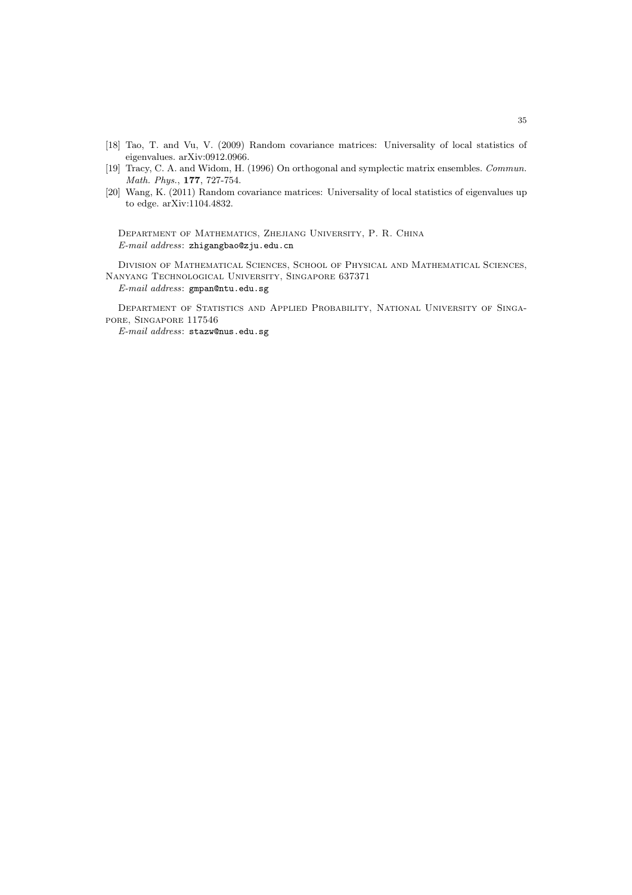[18] Tao, T. and Vu, V. (2009) Random covariance matrices: Universality of local statistics of eigenvalues. arXiv:0912.0966.

[19] Tracy, C. A. and Widom, H. (1996) On orthogonal and symplectic matrix ensembles. *Commun. Math. Phys.*, **177**, 727-754.

[20] Wang, K. (2011) Random covariance matrices: Universality of local statistics of eigenvalues up to edge. arXiv:1104.4832.

Department of Mathematics, Zhejiang University, P. R. China
*E-mail address*: `zhigangbao@zju.edu.cn`

Division of Mathematical Sciences, School of Physical and Mathematical Sciences, Nanyang Technological University, Singapore 637371
*E-mail address*: `gmpan@ntu.edu.sg`

Department of Statistics and Applied Probability, National University of Singapore, Singapore 117546
*E-mail address*: `stazw@nus.edu.sg`